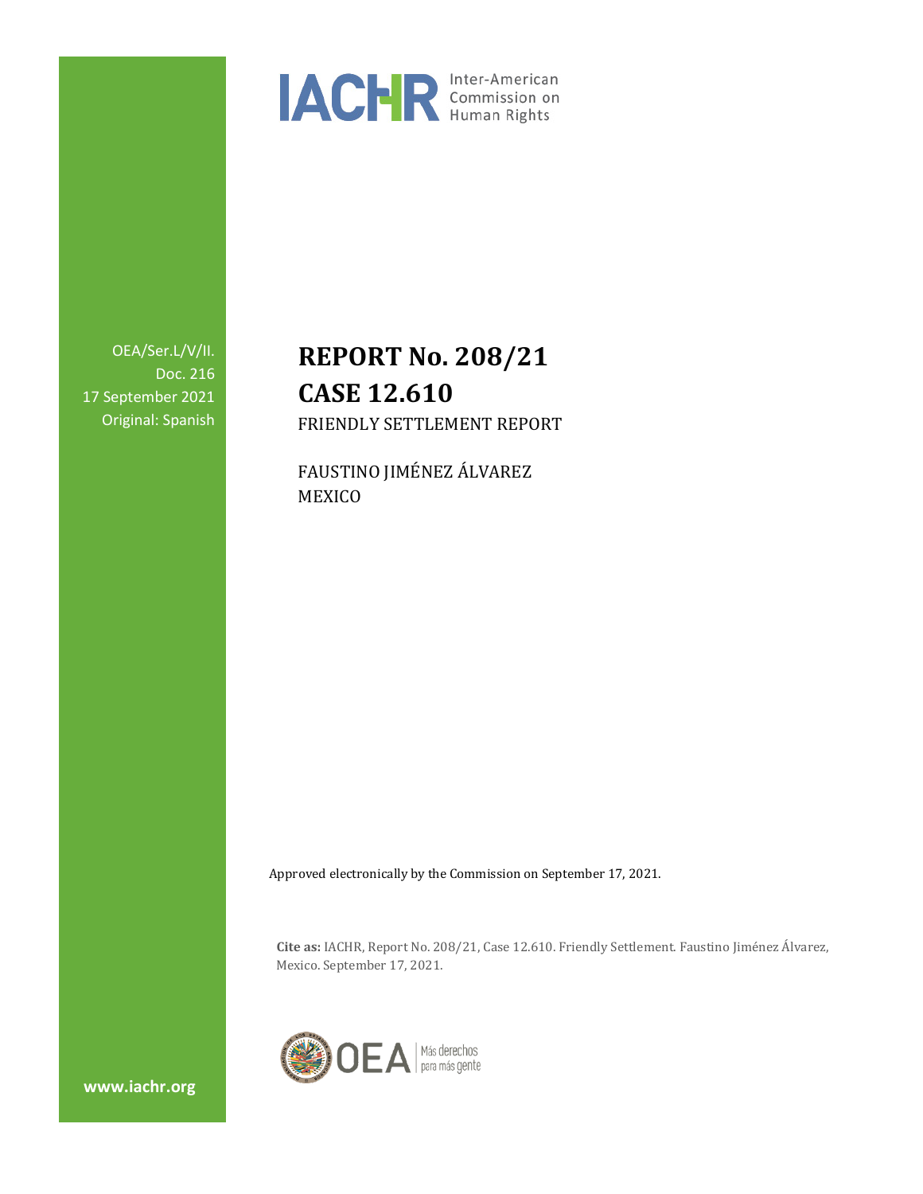IACHR Inter-American Commission on Human Rights

OEA/Ser.L/V/II.
Doc. 216
17 September 2021
Original: Spanish

# REPORT No. 208/21
# CASE 12.610

FRIENDLY SETTLEMENT REPORT

FAUSTINO JIMÉNEZ ÁLVAREZ
MEXICO

Approved electronically by the Commission on September 17, 2021.

**Cite as:** IACHR, Report No. 208/21, Case 12.610. Friendly Settlement. Faustino Jiménez Álvarez, Mexico. September 17, 2021.

OEA Más derechos para más gente

www.iachr.org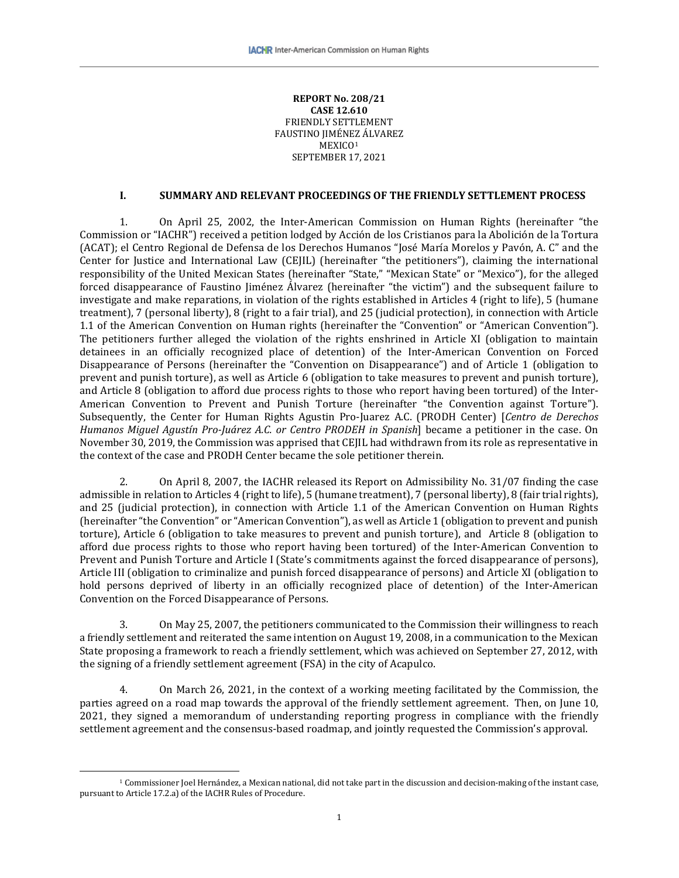**REPORT No. 208/21**
**CASE 12.610**
FRIENDLY SETTLEMENT
FAUSTINO JIMÉNEZ ÁLVAREZ
MEXICO[1]
SEPTEMBER 17, 2021

## I. SUMMARY AND RELEVANT PROCEEDINGS OF THE FRIENDLY SETTLEMENT PROCESS

1. On April 25, 2002, the Inter-American Commission on Human Rights (hereinafter "the Commission or "IACHR") received a petition lodged by Acción de los Cristianos para la Abolición de la Tortura (ACAT); el Centro Regional de Defensa de los Derechos Humanos "José María Morelos y Pavón, A. C" and the Center for Justice and International Law (CEJIL) (hereinafter "the petitioners"), claiming the international responsibility of the United Mexican States (hereinafter "State," "Mexican State" or "Mexico"), for the alleged forced disappearance of Faustino Jiménez Álvarez (hereinafter "the victim") and the subsequent failure to investigate and make reparations, in violation of the rights established in Articles 4 (right to life), 5 (humane treatment), 7 (personal liberty), 8 (right to a fair trial), and 25 (judicial protection), in connection with Article 1.1 of the American Convention on Human rights (hereinafter the "Convention" or "American Convention"). The petitioners further alleged the violation of the rights enshrined in Article XI (obligation to maintain detainees in an officially recognized place of detention) of the Inter-American Convention on Forced Disappearance of Persons (hereinafter the "Convention on Disappearance") and of Article 1 (obligation to prevent and punish torture), as well as Article 6 (obligation to take measures to prevent and punish torture), and Article 8 (obligation to afford due process rights to those who report having been tortured) of the Inter-American Convention to Prevent and Punish Torture (hereinafter "the Convention against Torture"). Subsequently, the Center for Human Rights Agustin Pro-Juarez A.C. (PRODH Center) [*Centro de Derechos Humanos Miguel Agustín Pro-Juárez A.C. or Centro PRODEH in Spanish*] became a petitioner in the case. On November 30, 2019, the Commission was apprised that CEJIL had withdrawn from its role as representative in the context of the case and PRODH Center became the sole petitioner therein.

2. On April 8, 2007, the IACHR released its Report on Admissibility No. 31/07 finding the case admissible in relation to Articles 4 (right to life), 5 (humane treatment), 7 (personal liberty), 8 (fair trial rights), and 25 (judicial protection), in connection with Article 1.1 of the American Convention on Human Rights (hereinafter "the Convention" or "American Convention"), as well as Article 1 (obligation to prevent and punish torture), Article 6 (obligation to take measures to prevent and punish torture), and Article 8 (obligation to afford due process rights to those who report having been tortured) of the Inter-American Convention to Prevent and Punish Torture and Article I (State's commitments against the forced disappearance of persons), Article III (obligation to criminalize and punish forced disappearance of persons) and Article XI (obligation to hold persons deprived of liberty in an officially recognized place of detention) of the Inter-American Convention on the Forced Disappearance of Persons.

3. On May 25, 2007, the petitioners communicated to the Commission their willingness to reach a friendly settlement and reiterated the same intention on August 19, 2008, in a communication to the Mexican State proposing a framework to reach a friendly settlement, which was achieved on September 27, 2012, with the signing of a friendly settlement agreement (FSA) in the city of Acapulco.

4. On March 26, 2021, in the context of a working meeting facilitated by the Commission, the parties agreed on a road map towards the approval of the friendly settlement agreement. Then, on June 10, 2021, they signed a memorandum of understanding reporting progress in compliance with the friendly settlement agreement and the consensus-based roadmap, and jointly requested the Commission's approval.

[1] Commissioner Joel Hernández, a Mexican national, did not take part in the discussion and decision-making of the instant case, pursuant to Article 17.2.a) of the IACHR Rules of Procedure.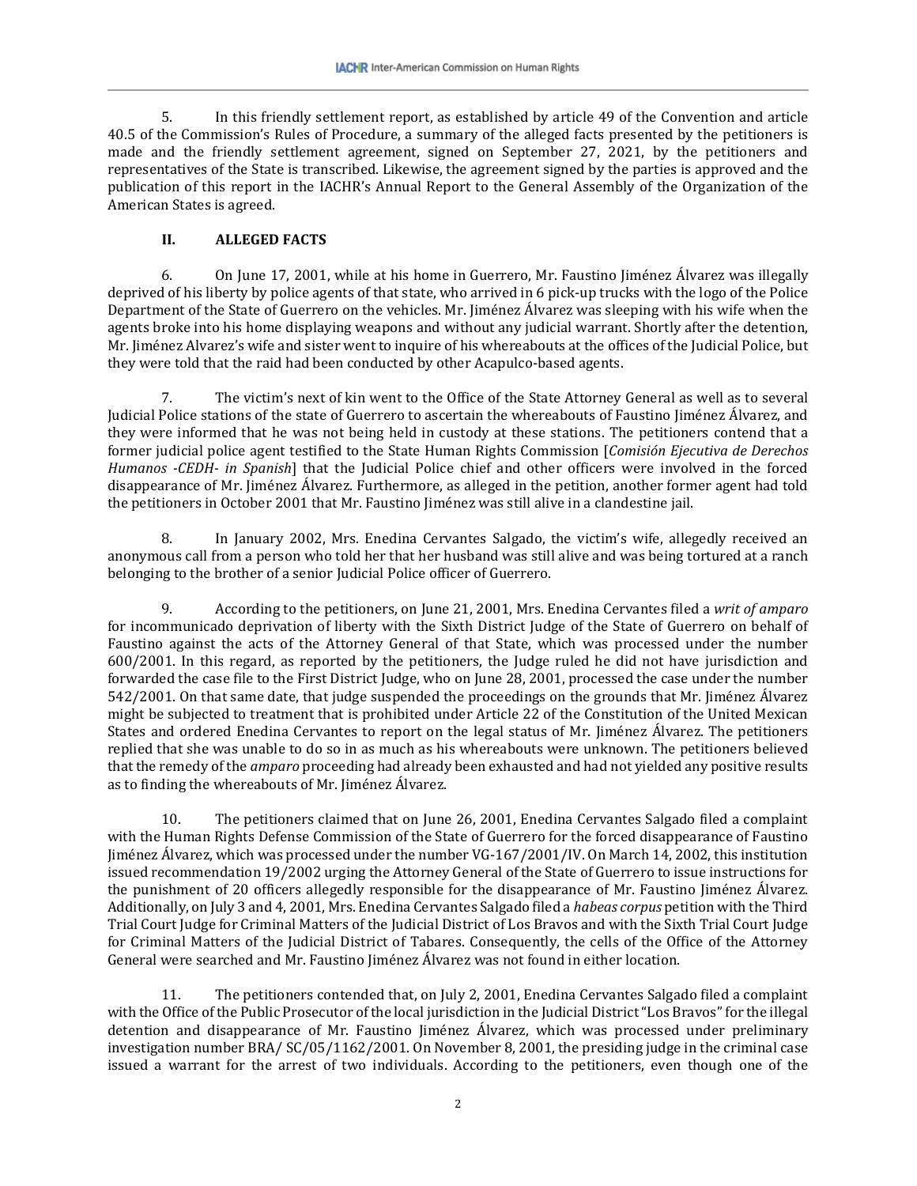5. In this friendly settlement report, as established by article 49 of the Convention and article 40.5 of the Commission's Rules of Procedure, a summary of the alleged facts presented by the petitioners is made and the friendly settlement agreement, signed on September 27, 2021, by the petitioners and representatives of the State is transcribed. Likewise, the agreement signed by the parties is approved and the publication of this report in the IACHR's Annual Report to the General Assembly of the Organization of the American States is agreed.

## II. ALLEGED FACTS

6. On June 17, 2001, while at his home in Guerrero, Mr. Faustino Jiménez Álvarez was illegally deprived of his liberty by police agents of that state, who arrived in 6 pick-up trucks with the logo of the Police Department of the State of Guerrero on the vehicles. Mr. Jiménez Álvarez was sleeping with his wife when the agents broke into his home displaying weapons and without any judicial warrant. Shortly after the detention, Mr. Jiménez Alvarez's wife and sister went to inquire of his whereabouts at the offices of the Judicial Police, but they were told that the raid had been conducted by other Acapulco-based agents.

7. The victim's next of kin went to the Office of the State Attorney General as well as to several Judicial Police stations of the state of Guerrero to ascertain the whereabouts of Faustino Jiménez Álvarez, and they were informed that he was not being held in custody at these stations. The petitioners contend that a former judicial police agent testified to the State Human Rights Commission [*Comisión Ejecutiva de Derechos Humanos -CEDH- in Spanish*] that the Judicial Police chief and other officers were involved in the forced disappearance of Mr. Jiménez Álvarez. Furthermore, as alleged in the petition, another former agent had told the petitioners in October 2001 that Mr. Faustino Jiménez was still alive in a clandestine jail.

8. In January 2002, Mrs. Enedina Cervantes Salgado, the victim's wife, allegedly received an anonymous call from a person who told her that her husband was still alive and was being tortured at a ranch belonging to the brother of a senior Judicial Police officer of Guerrero.

9. According to the petitioners, on June 21, 2001, Mrs. Enedina Cervantes filed a *writ of amparo* for incommunicado deprivation of liberty with the Sixth District Judge of the State of Guerrero on behalf of Faustino against the acts of the Attorney General of that State, which was processed under the number 600/2001. In this regard, as reported by the petitioners, the Judge ruled he did not have jurisdiction and forwarded the case file to the First District Judge, who on June 28, 2001, processed the case under the number 542/2001. On that same date, that judge suspended the proceedings on the grounds that Mr. Jiménez Álvarez might be subjected to treatment that is prohibited under Article 22 of the Constitution of the United Mexican States and ordered Enedina Cervantes to report on the legal status of Mr. Jiménez Álvarez. The petitioners replied that she was unable to do so in as much as his whereabouts were unknown. The petitioners believed that the remedy of the *amparo* proceeding had already been exhausted and had not yielded any positive results as to finding the whereabouts of Mr. Jiménez Álvarez.

10. The petitioners claimed that on June 26, 2001, Enedina Cervantes Salgado filed a complaint with the Human Rights Defense Commission of the State of Guerrero for the forced disappearance of Faustino Jiménez Álvarez, which was processed under the number VG-167/2001/IV. On March 14, 2002, this institution issued recommendation 19/2002 urging the Attorney General of the State of Guerrero to issue instructions for the punishment of 20 officers allegedly responsible for the disappearance of Mr. Faustino Jiménez Álvarez. Additionally, on July 3 and 4, 2001, Mrs. Enedina Cervantes Salgado filed a *habeas corpus* petition with the Third Trial Court Judge for Criminal Matters of the Judicial District of Los Bravos and with the Sixth Trial Court Judge for Criminal Matters of the Judicial District of Tabares. Consequently, the cells of the Office of the Attorney General were searched and Mr. Faustino Jiménez Álvarez was not found in either location.

11. The petitioners contended that, on July 2, 2001, Enedina Cervantes Salgado filed a complaint with the Office of the Public Prosecutor of the local jurisdiction in the Judicial District "Los Bravos" for the illegal detention and disappearance of Mr. Faustino Jiménez Álvarez, which was processed under preliminary investigation number BRA/ SC/05/1162/2001. On November 8, 2001, the presiding judge in the criminal case issued a warrant for the arrest of two individuals. According to the petitioners, even though one of the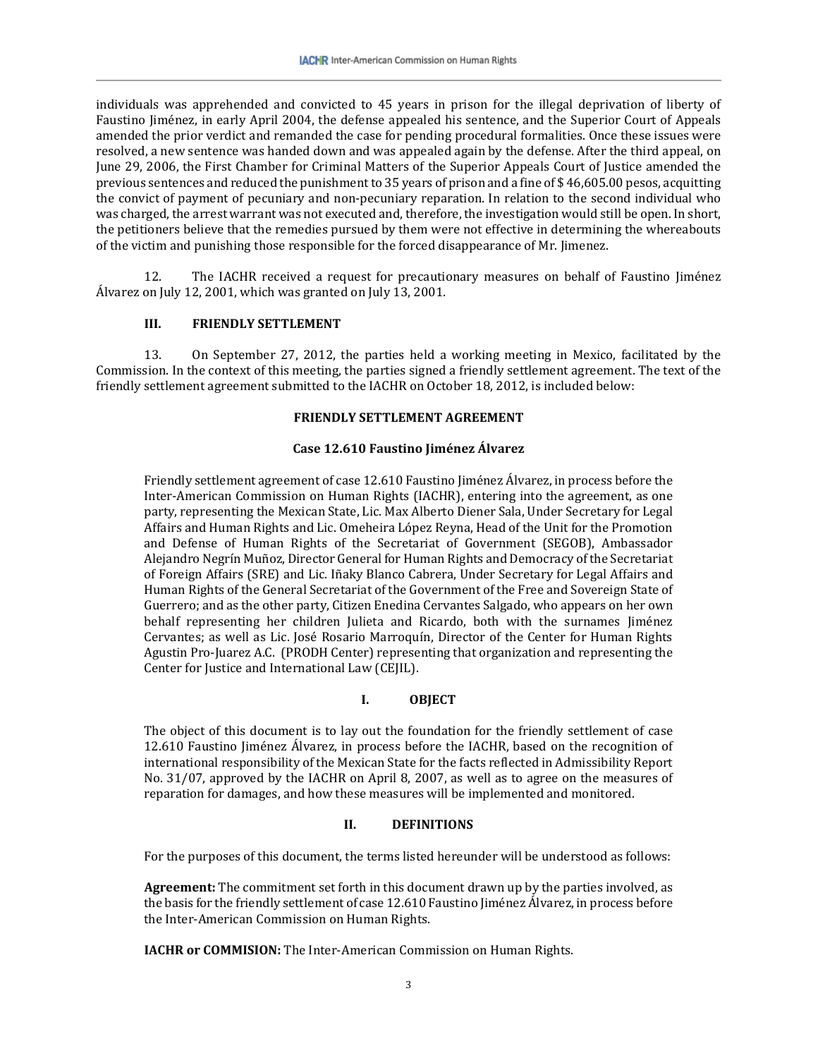individuals was apprehended and convicted to 45 years in prison for the illegal deprivation of liberty of Faustino Jiménez, in early April 2004, the defense appealed his sentence, and the Superior Court of Appeals amended the prior verdict and remanded the case for pending procedural formalities. Once these issues were resolved, a new sentence was handed down and was appealed again by the defense. After the third appeal, on June 29, 2006, the First Chamber for Criminal Matters of the Superior Appeals Court of Justice amended the previous sentences and reduced the punishment to 35 years of prison and a fine of $ 46,605.00 pesos, acquitting the convict of payment of pecuniary and non-pecuniary reparation. In relation to the second individual who was charged, the arrest warrant was not executed and, therefore, the investigation would still be open. In short, the petitioners believe that the remedies pursued by them were not effective in determining the whereabouts of the victim and punishing those responsible for the forced disappearance of Mr. Jimenez.

12. The IACHR received a request for precautionary measures on behalf of Faustino Jiménez Álvarez on July 12, 2001, which was granted on July 13, 2001.

## III. FRIENDLY SETTLEMENT

13. On September 27, 2012, the parties held a working meeting in Mexico, facilitated by the Commission. In the context of this meeting, the parties signed a friendly settlement agreement. The text of the friendly settlement agreement submitted to the IACHR on October 18, 2012, is included below:

**FRIENDLY SETTLEMENT AGREEMENT**

**Case 12.610 Faustino Jiménez Álvarez**

Friendly settlement agreement of case 12.610 Faustino Jiménez Álvarez, in process before the Inter-American Commission on Human Rights (IACHR), entering into the agreement, as one party, representing the Mexican State, Lic. Max Alberto Diener Sala, Under Secretary for Legal Affairs and Human Rights and Lic. Omeheira López Reyna, Head of the Unit for the Promotion and Defense of Human Rights of the Secretariat of Government (SEGOB), Ambassador Alejandro Negrín Muñoz, Director General for Human Rights and Democracy of the Secretariat of Foreign Affairs (SRE) and Lic. Iñaky Blanco Cabrera, Under Secretary for Legal Affairs and Human Rights of the General Secretariat of the Government of the Free and Sovereign State of Guerrero; and as the other party, Citizen Enedina Cervantes Salgado, who appears on her own behalf representing her children Julieta and Ricardo, both with the surnames Jiménez Cervantes; as well as Lic. José Rosario Marroquín, Director of the Center for Human Rights Agustin Pro-Juarez A.C. (PRODH Center) representing that organization and representing the Center for Justice and International Law (CEJIL).

**I. OBJECT**

The object of this document is to lay out the foundation for the friendly settlement of case 12.610 Faustino Jiménez Álvarez, in process before the IACHR, based on the recognition of international responsibility of the Mexican State for the facts reflected in Admissibility Report No. 31/07, approved by the IACHR on April 8, 2007, as well as to agree on the measures of reparation for damages, and how these measures will be implemented and monitored.

**II. DEFINITIONS**

For the purposes of this document, the terms listed hereunder will be understood as follows:

**Agreement:** The commitment set forth in this document drawn up by the parties involved, as the basis for the friendly settlement of case 12.610 Faustino Jiménez Álvarez, in process before the Inter-American Commission on Human Rights.

**IACHR or COMMISION:** The Inter-American Commission on Human Rights.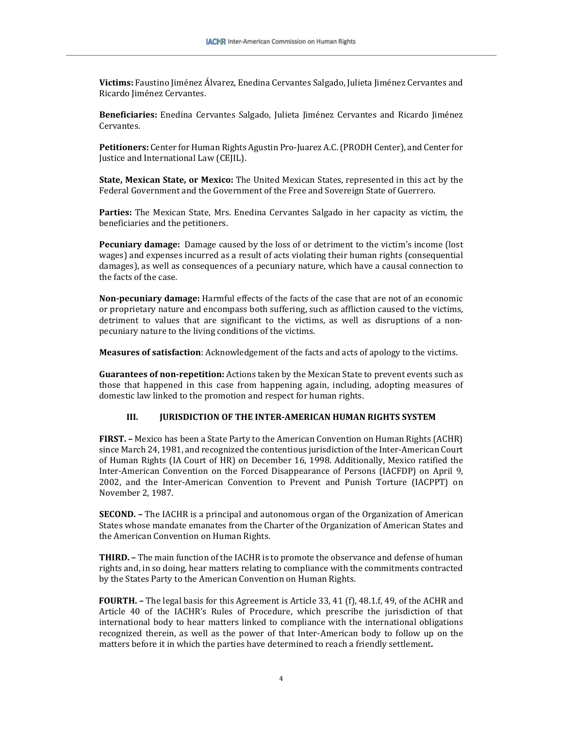**Victims:** Faustino Jiménez Álvarez, Enedina Cervantes Salgado, Julieta Jiménez Cervantes and Ricardo Jiménez Cervantes.

**Beneficiaries:** Enedina Cervantes Salgado, Julieta Jiménez Cervantes and Ricardo Jiménez Cervantes.

**Petitioners:** Center for Human Rights Agustin Pro-Juarez A.C. (PRODH Center), and Center for Justice and International Law (CEJIL).

**State, Mexican State, or Mexico:** The United Mexican States, represented in this act by the Federal Government and the Government of the Free and Sovereign State of Guerrero.

**Parties:** The Mexican State, Mrs. Enedina Cervantes Salgado in her capacity as victim, the beneficiaries and the petitioners.

**Pecuniary damage:** Damage caused by the loss of or detriment to the victim's income (lost wages) and expenses incurred as a result of acts violating their human rights (consequential damages), as well as consequences of a pecuniary nature, which have a causal connection to the facts of the case.

**Non-pecuniary damage:** Harmful effects of the facts of the case that are not of an economic or proprietary nature and encompass both suffering, such as affliction caused to the victims, detriment to values that are significant to the victims, as well as disruptions of a non-pecuniary nature to the living conditions of the victims.

**Measures of satisfaction**: Acknowledgement of the facts and acts of apology to the victims.

**Guarantees of non-repetition:** Actions taken by the Mexican State to prevent events such as those that happened in this case from happening again, including, adopting measures of domestic law linked to the promotion and respect for human rights.

## III. JURISDICTION OF THE INTER-AMERICAN HUMAN RIGHTS SYSTEM

**FIRST. –** Mexico has been a State Party to the American Convention on Human Rights (ACHR) since March 24, 1981, and recognized the contentious jurisdiction of the Inter-American Court of Human Rights (IA Court of HR) on December 16, 1998. Additionally, Mexico ratified the Inter-American Convention on the Forced Disappearance of Persons (IACFDP) on April 9, 2002, and the Inter-American Convention to Prevent and Punish Torture (IACPPT) on November 2, 1987.

**SECOND. –** The IACHR is a principal and autonomous organ of the Organization of American States whose mandate emanates from the Charter of the Organization of American States and the American Convention on Human Rights.

**THIRD. –** The main function of the IACHR is to promote the observance and defense of human rights and, in so doing, hear matters relating to compliance with the commitments contracted by the States Party to the American Convention on Human Rights.

**FOURTH. –** The legal basis for this Agreement is Article 33, 41 (f), 48.1.f, 49, of the ACHR and Article 40 of the IACHR's Rules of Procedure, which prescribe the jurisdiction of that international body to hear matters linked to compliance with the international obligations recognized therein, as well as the power of that Inter-American body to follow up on the matters before it in which the parties have determined to reach a friendly settlement**.**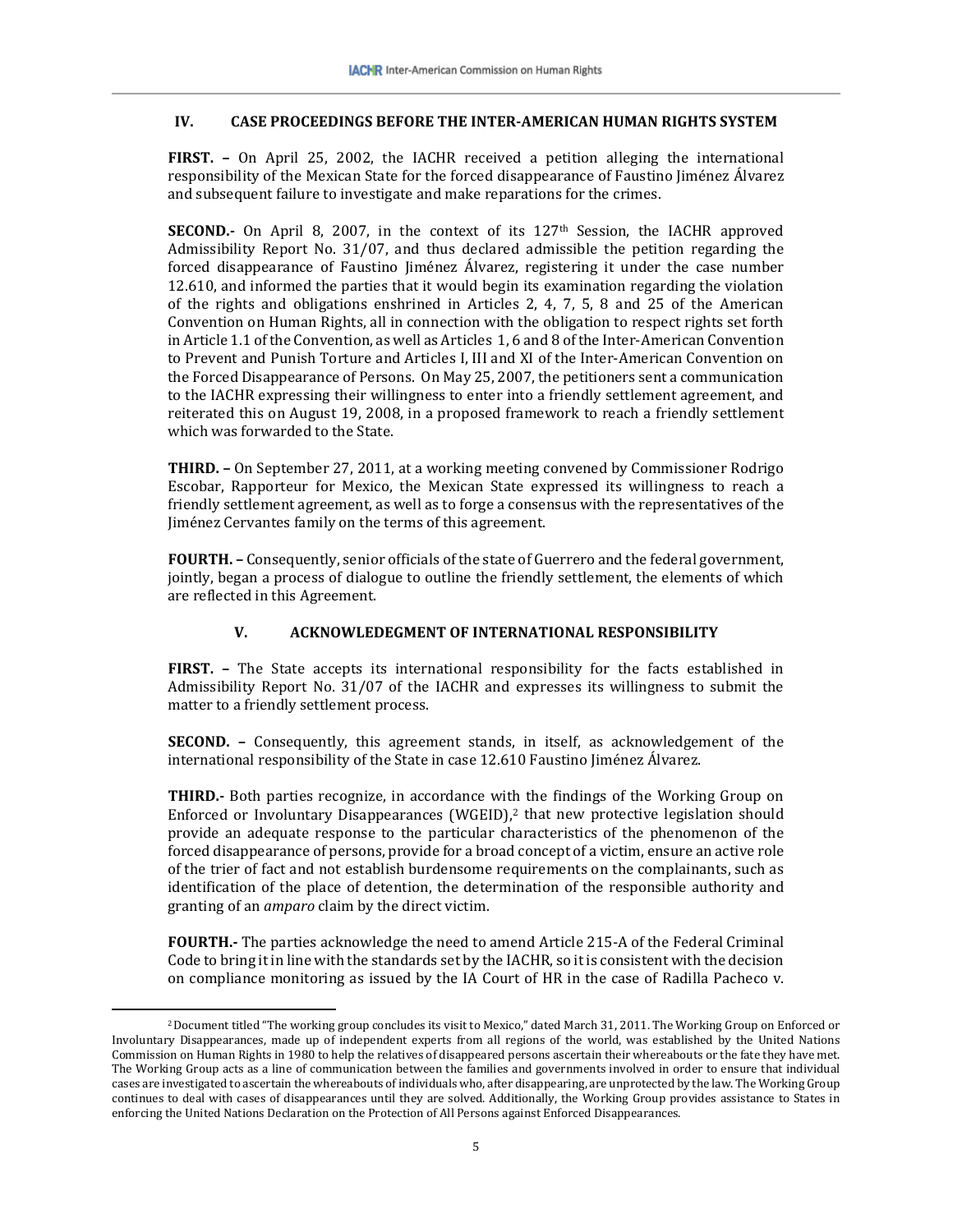## IV. CASE PROCEEDINGS BEFORE THE INTER-AMERICAN HUMAN RIGHTS SYSTEM

**FIRST. –** On April 25, 2002, the IACHR received a petition alleging the international responsibility of the Mexican State for the forced disappearance of Faustino Jiménez Álvarez and subsequent failure to investigate and make reparations for the crimes.

**SECOND.-** On April 8, 2007, in the context of its 127th Session, the IACHR approved Admissibility Report No. 31/07, and thus declared admissible the petition regarding the forced disappearance of Faustino Jiménez Álvarez, registering it under the case number 12.610, and informed the parties that it would begin its examination regarding the violation of the rights and obligations enshrined in Articles 2, 4, 7, 5, 8 and 25 of the American Convention on Human Rights, all in connection with the obligation to respect rights set forth in Article 1.1 of the Convention, as well as Articles 1, 6 and 8 of the Inter-American Convention to Prevent and Punish Torture and Articles I, III and XI of the Inter-American Convention on the Forced Disappearance of Persons. On May 25, 2007, the petitioners sent a communication to the IACHR expressing their willingness to enter into a friendly settlement agreement, and reiterated this on August 19, 2008, in a proposed framework to reach a friendly settlement which was forwarded to the State.

**THIRD. –** On September 27, 2011, at a working meeting convened by Commissioner Rodrigo Escobar, Rapporteur for Mexico, the Mexican State expressed its willingness to reach a friendly settlement agreement, as well as to forge a consensus with the representatives of the Jiménez Cervantes family on the terms of this agreement.

**FOURTH. –** Consequently, senior officials of the state of Guerrero and the federal government, jointly, began a process of dialogue to outline the friendly settlement, the elements of which are reflected in this Agreement.

## V. ACKNOWLEDGEMENT OF INTERNATIONAL RESPONSIBILITY

**FIRST. –** The State accepts its international responsibility for the facts established in Admissibility Report No. 31/07 of the IACHR and expresses its willingness to submit the matter to a friendly settlement process.

**SECOND. –** Consequently, this agreement stands, in itself, as acknowledgement of the international responsibility of the State in case 12.610 Faustino Jiménez Álvarez.

**THIRD.-** Both parties recognize, in accordance with the findings of the Working Group on Enforced or Involuntary Disappearances (WGEID),[2] that new protective legislation should provide an adequate response to the particular characteristics of the phenomenon of the forced disappearance of persons, provide for a broad concept of a victim, ensure an active role of the trier of fact and not establish burdensome requirements on the complainants, such as identification of the place of detention, the determination of the responsible authority and granting of an *amparo* claim by the direct victim.

**FOURTH.-** The parties acknowledge the need to amend Article 215-A of the Federal Criminal Code to bring it in line with the standards set by the IACHR, so it is consistent with the decision on compliance monitoring as issued by the IA Court of HR in the case of Radilla Pacheco v.

[2] Document titled "The working group concludes its visit to Mexico," dated March 31, 2011. The Working Group on Enforced or Involuntary Disappearances, made up of independent experts from all regions of the world, was established by the United Nations Commission on Human Rights in 1980 to help the relatives of disappeared persons ascertain their whereabouts or the fate they have met. The Working Group acts as a line of communication between the families and governments involved in order to ensure that individual cases are investigated to ascertain the whereabouts of individuals who, after disappearing, are unprotected by the law. The Working Group continues to deal with cases of disappearances until they are solved. Additionally, the Working Group provides assistance to States in enforcing the United Nations Declaration on the Protection of All Persons against Enforced Disappearances.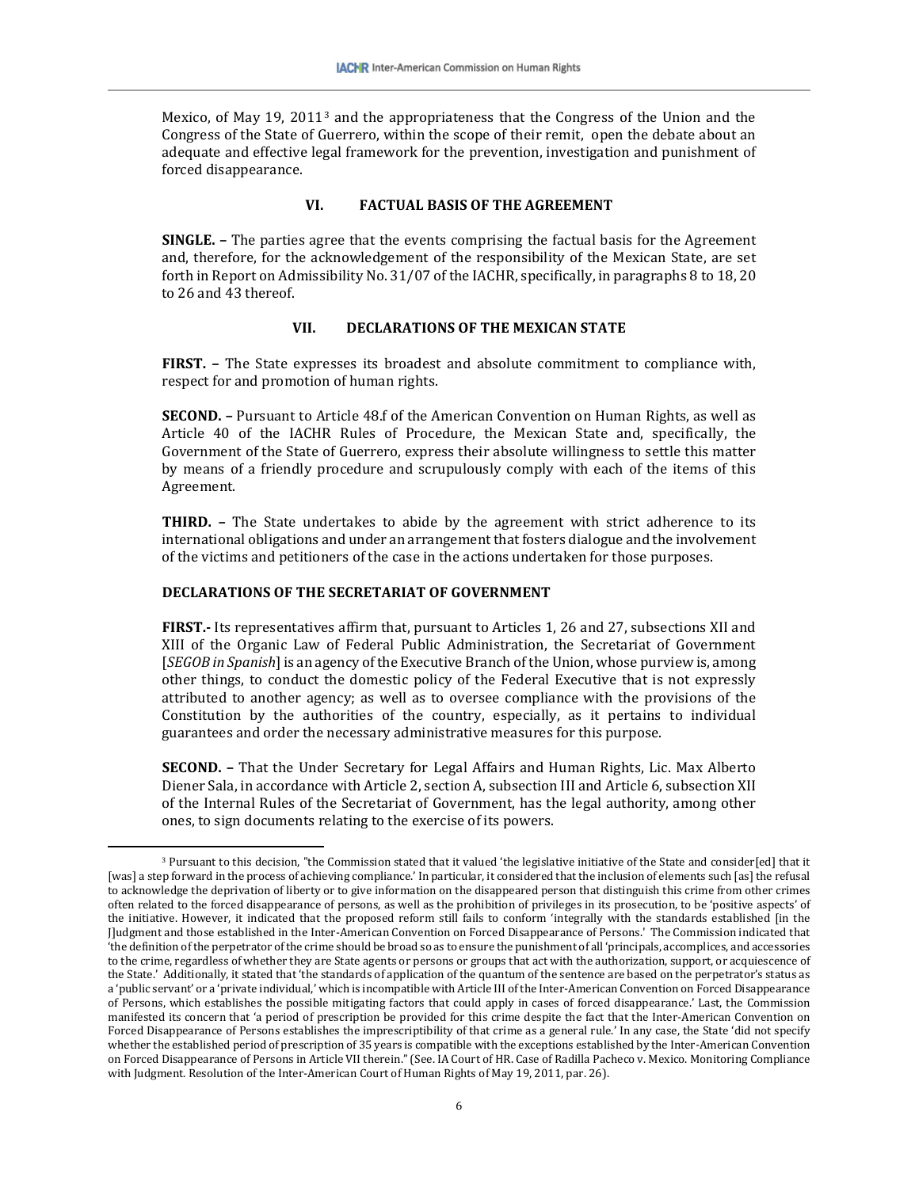Mexico, of May 19, 2011[3] and the appropriateness that the Congress of the Union and the Congress of the State of Guerrero, within the scope of their remit, open the debate about an adequate and effective legal framework for the prevention, investigation and punishment of forced disappearance.

## VI. FACTUAL BASIS OF THE AGREEMENT

**SINGLE. –** The parties agree that the events comprising the factual basis for the Agreement and, therefore, for the acknowledgement of the responsibility of the Mexican State, are set forth in Report on Admissibility No. 31/07 of the IACHR, specifically, in paragraphs 8 to 18, 20 to 26 and 43 thereof.

## VII. DECLARATIONS OF THE MEXICAN STATE

**FIRST. –** The State expresses its broadest and absolute commitment to compliance with, respect for and promotion of human rights.

**SECOND. –** Pursuant to Article 48.f of the American Convention on Human Rights, as well as Article 40 of the IACHR Rules of Procedure, the Mexican State and, specifically, the Government of the State of Guerrero, express their absolute willingness to settle this matter by means of a friendly procedure and scrupulously comply with each of the items of this Agreement.

**THIRD. –** The State undertakes to abide by the agreement with strict adherence to its international obligations and under an arrangement that fosters dialogue and the involvement of the victims and petitioners of the case in the actions undertaken for those purposes.

### DECLARATIONS OF THE SECRETARIAT OF GOVERNMENT

**FIRST.-** Its representatives affirm that, pursuant to Articles 1, 26 and 27, subsections XII and XIII of the Organic Law of Federal Public Administration, the Secretariat of Government [*SEGOB in Spanish*] is an agency of the Executive Branch of the Union, whose purview is, among other things, to conduct the domestic policy of the Federal Executive that is not expressly attributed to another agency; as well as to oversee compliance with the provisions of the Constitution by the authorities of the country, especially, as it pertains to individual guarantees and order the necessary administrative measures for this purpose.

**SECOND. –** That the Under Secretary for Legal Affairs and Human Rights, Lic. Max Alberto Diener Sala, in accordance with Article 2, section A, subsection III and Article 6, subsection XII of the Internal Rules of the Secretariat of Government, has the legal authority, among other ones, to sign documents relating to the exercise of its powers.

---

[3] Pursuant to this decision, "the Commission stated that it valued 'the legislative initiative of the State and consider[ed] that it [was] a step forward in the process of achieving compliance.' In particular, it considered that the inclusion of elements such [as] the refusal to acknowledge the deprivation of liberty or to give information on the disappeared person that distinguish this crime from other crimes often related to the forced disappearance of persons, as well as the prohibition of privileges in its prosecution, to be 'positive aspects' of the initiative. However, it indicated that the proposed reform still fails to conform 'integrally with the standards established [in the J]udgment and those established in the Inter-American Convention on Forced Disappearance of Persons.' The Commission indicated that 'the definition of the perpetrator of the crime should be broad so as to ensure the punishment of all 'principals, accomplices, and accessories to the crime, regardless of whether they are State agents or persons or groups that act with the authorization, support, or acquiescence of the State.' Additionally, it stated that 'the standards of application of the quantum of the sentence are based on the perpetrator's status as a 'public servant' or a 'private individual,' which is incompatible with Article III of the Inter-American Convention on Forced Disappearance of Persons, which establishes the possible mitigating factors that could apply in cases of forced disappearance.' Last, the Commission manifested its concern that 'a period of prescription be provided for this crime despite the fact that the Inter-American Convention on Forced Disappearance of Persons establishes the imprescriptibility of that crime as a general rule.' In any case, the State 'did not specify whether the established period of prescription of 35 years is compatible with the exceptions established by the Inter-American Convention on Forced Disappearance of Persons in Article VII therein." (See. IA Court of HR. Case of Radilla Pacheco v. Mexico. Monitoring Compliance with Judgment. Resolution of the Inter-American Court of Human Rights of May 19, 2011, par. 26).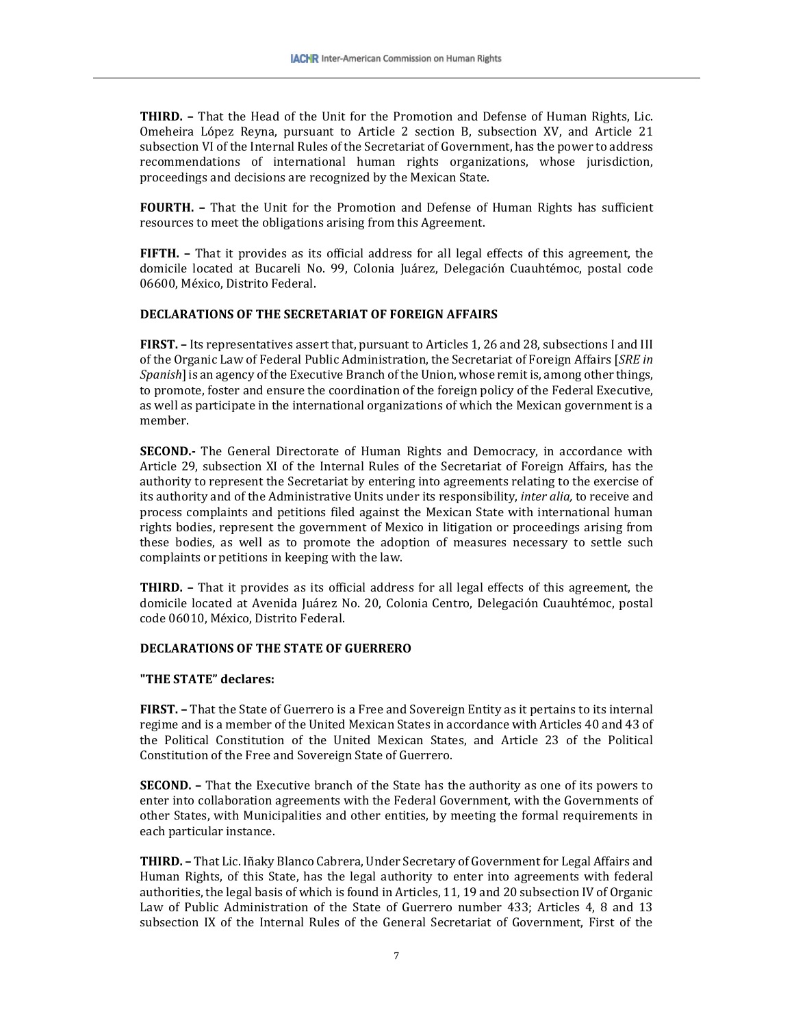**THIRD. –** That the Head of the Unit for the Promotion and Defense of Human Rights, Lic. Omeheira López Reyna, pursuant to Article 2 section B, subsection XV, and Article 21 subsection VI of the Internal Rules of the Secretariat of Government, has the power to address recommendations of international human rights organizations, whose jurisdiction, proceedings and decisions are recognized by the Mexican State.

**FOURTH. –** That the Unit for the Promotion and Defense of Human Rights has sufficient resources to meet the obligations arising from this Agreement.

**FIFTH. –** That it provides as its official address for all legal effects of this agreement, the domicile located at Bucareli No. 99, Colonia Juárez, Delegación Cuauhtémoc, postal code 06600, México, Distrito Federal.

**DECLARATIONS OF THE SECRETARIAT OF FOREIGN AFFAIRS**

**FIRST. –** Its representatives assert that, pursuant to Articles 1, 26 and 28, subsections I and III of the Organic Law of Federal Public Administration, the Secretariat of Foreign Affairs [*SRE in Spanish*] is an agency of the Executive Branch of the Union, whose remit is, among other things, to promote, foster and ensure the coordination of the foreign policy of the Federal Executive, as well as participate in the international organizations of which the Mexican government is a member.

**SECOND.-** The General Directorate of Human Rights and Democracy, in accordance with Article 29, subsection XI of the Internal Rules of the Secretariat of Foreign Affairs, has the authority to represent the Secretariat by entering into agreements relating to the exercise of its authority and of the Administrative Units under its responsibility, *inter alia,* to receive and process complaints and petitions filed against the Mexican State with international human rights bodies, represent the government of Mexico in litigation or proceedings arising from these bodies, as well as to promote the adoption of measures necessary to settle such complaints or petitions in keeping with the law.

**THIRD. –** That it provides as its official address for all legal effects of this agreement, the domicile located at Avenida Juárez No. 20, Colonia Centro, Delegación Cuauhtémoc, postal code 06010, México, Distrito Federal.

**DECLARATIONS OF THE STATE OF GUERRERO**

**"THE STATE" declares:**

**FIRST. –** That the State of Guerrero is a Free and Sovereign Entity as it pertains to its internal regime and is a member of the United Mexican States in accordance with Articles 40 and 43 of the Political Constitution of the United Mexican States, and Article 23 of the Political Constitution of the Free and Sovereign State of Guerrero.

**SECOND. –** That the Executive branch of the State has the authority as one of its powers to enter into collaboration agreements with the Federal Government, with the Governments of other States, with Municipalities and other entities, by meeting the formal requirements in each particular instance.

**THIRD. –** That Lic. Iñaky Blanco Cabrera, Under Secretary of Government for Legal Affairs and Human Rights, of this State, has the legal authority to enter into agreements with federal authorities, the legal basis of which is found in Articles, 11, 19 and 20 subsection IV of Organic Law of Public Administration of the State of Guerrero number 433; Articles 4, 8 and 13 subsection IX of the Internal Rules of the General Secretariat of Government, First of the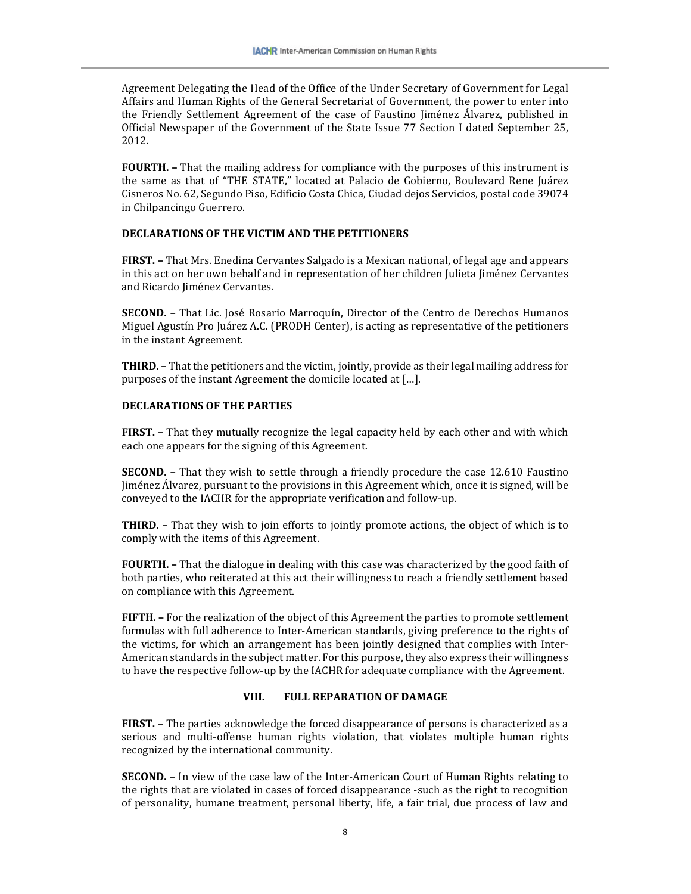Agreement Delegating the Head of the Office of the Under Secretary of Government for Legal Affairs and Human Rights of the General Secretariat of Government, the power to enter into the Friendly Settlement Agreement of the case of Faustino Jiménez Álvarez, published in Official Newspaper of the Government of the State Issue 77 Section I dated September 25, 2012.

**FOURTH. –** That the mailing address for compliance with the purposes of this instrument is the same as that of "THE STATE," located at Palacio de Gobierno, Boulevard Rene Juárez Cisneros No. 62, Segundo Piso, Edificio Costa Chica, Ciudad dejos Servicios, postal code 39074 in Chilpancingo Guerrero.

**DECLARATIONS OF THE VICTIM AND THE PETITIONERS**

**FIRST. –** That Mrs. Enedina Cervantes Salgado is a Mexican national, of legal age and appears in this act on her own behalf and in representation of her children Julieta Jiménez Cervantes and Ricardo Jiménez Cervantes.

**SECOND. –** That Lic. José Rosario Marroquín, Director of the Centro de Derechos Humanos Miguel Agustín Pro Juárez A.C. (PRODH Center), is acting as representative of the petitioners in the instant Agreement.

**THIRD. –** That the petitioners and the victim, jointly, provide as their legal mailing address for purposes of the instant Agreement the domicile located at [...].

**DECLARATIONS OF THE PARTIES**

**FIRST. –** That they mutually recognize the legal capacity held by each other and with which each one appears for the signing of this Agreement.

**SECOND. –** That they wish to settle through a friendly procedure the case 12.610 Faustino Jiménez Álvarez, pursuant to the provisions in this Agreement which, once it is signed, will be conveyed to the IACHR for the appropriate verification and follow-up.

**THIRD. –** That they wish to join efforts to jointly promote actions, the object of which is to comply with the items of this Agreement.

**FOURTH. –** That the dialogue in dealing with this case was characterized by the good faith of both parties, who reiterated at this act their willingness to reach a friendly settlement based on compliance with this Agreement.

**FIFTH. –** For the realization of the object of this Agreement the parties to promote settlement formulas with full adherence to Inter-American standards, giving preference to the rights of the victims, for which an arrangement has been jointly designed that complies with Inter-American standards in the subject matter. For this purpose, they also express their willingness to have the respective follow-up by the IACHR for adequate compliance with the Agreement.

## VIII. FULL REPARATION OF DAMAGE

**FIRST. –** The parties acknowledge the forced disappearance of persons is characterized as a serious and multi-offense human rights violation, that violates multiple human rights recognized by the international community.

**SECOND. –** In view of the case law of the Inter-American Court of Human Rights relating to the rights that are violated in cases of forced disappearance -such as the right to recognition of personality, humane treatment, personal liberty, life, a fair trial, due process of law and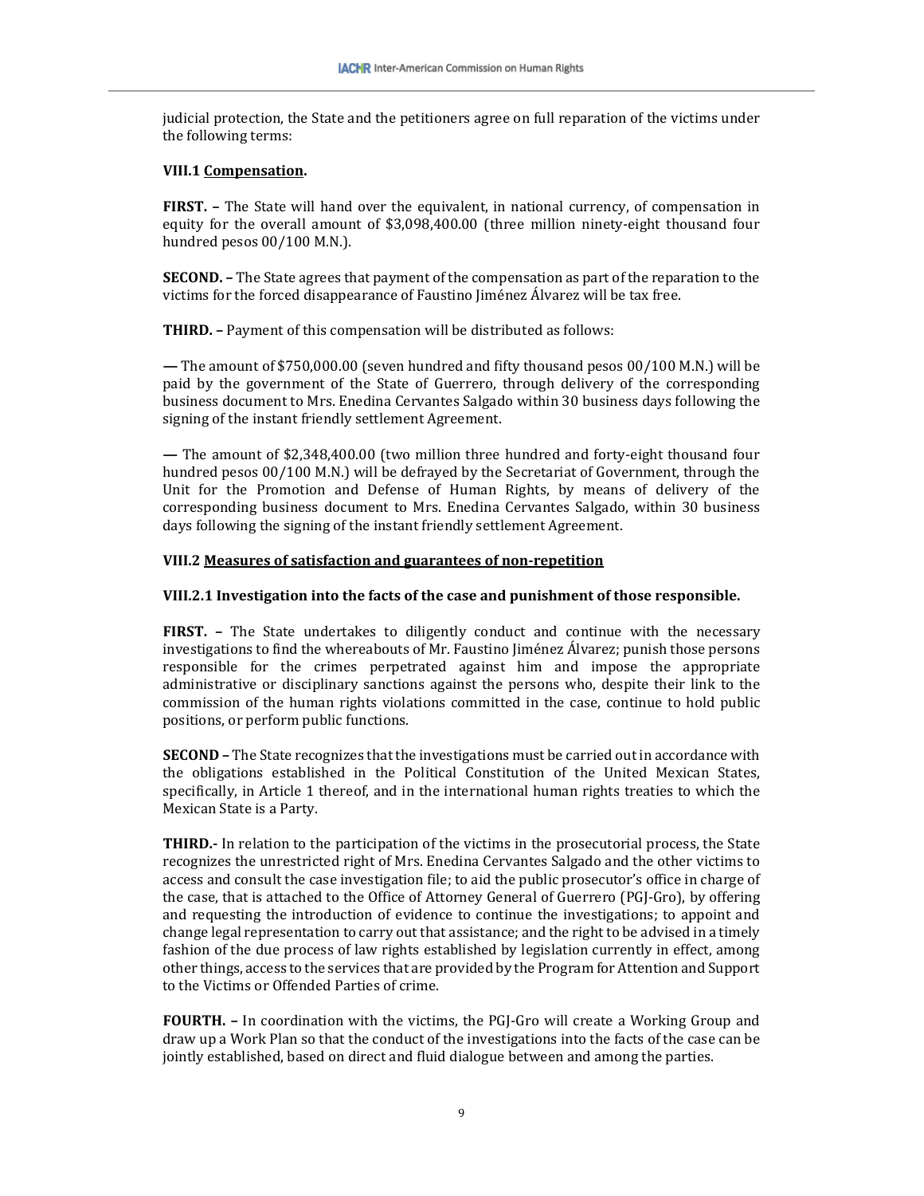judicial protection, the State and the petitioners agree on full reparation of the victims under the following terms:

**VIII.1 Compensation.**

**FIRST. –** The State will hand over the equivalent, in national currency, of compensation in equity for the overall amount of $3,098,400.00 (three million ninety-eight thousand four hundred pesos 00/100 M.N.).

**SECOND. –** The State agrees that payment of the compensation as part of the reparation to the victims for the forced disappearance of Faustino Jiménez Álvarez will be tax free.

**THIRD. –** Payment of this compensation will be distributed as follows:

**—** The amount of $750,000.00 (seven hundred and fifty thousand pesos 00/100 M.N.) will be paid by the government of the State of Guerrero, through delivery of the corresponding business document to Mrs. Enedina Cervantes Salgado within 30 business days following the signing of the instant friendly settlement Agreement.

**—** The amount of $2,348,400.00 (two million three hundred and forty-eight thousand four hundred pesos 00/100 M.N.) will be defrayed by the Secretariat of Government, through the Unit for the Promotion and Defense of Human Rights, by means of delivery of the corresponding business document to Mrs. Enedina Cervantes Salgado, within 30 business days following the signing of the instant friendly settlement Agreement.

**VIII.2 Measures of satisfaction and guarantees of non-repetition**

**VIII.2.1 Investigation into the facts of the case and punishment of those responsible.**

**FIRST. –** The State undertakes to diligently conduct and continue with the necessary investigations to find the whereabouts of Mr. Faustino Jiménez Álvarez; punish those persons responsible for the crimes perpetrated against him and impose the appropriate administrative or disciplinary sanctions against the persons who, despite their link to the commission of the human rights violations committed in the case, continue to hold public positions, or perform public functions.

**SECOND –** The State recognizes that the investigations must be carried out in accordance with the obligations established in the Political Constitution of the United Mexican States, specifically, in Article 1 thereof, and in the international human rights treaties to which the Mexican State is a Party.

**THIRD.-** In relation to the participation of the victims in the prosecutorial process, the State recognizes the unrestricted right of Mrs. Enedina Cervantes Salgado and the other victims to access and consult the case investigation file; to aid the public prosecutor's office in charge of the case, that is attached to the Office of Attorney General of Guerrero (PGJ-Gro), by offering and requesting the introduction of evidence to continue the investigations; to appoint and change legal representation to carry out that assistance; and the right to be advised in a timely fashion of the due process of law rights established by legislation currently in effect, among other things, access to the services that are provided by the Program for Attention and Support to the Victims or Offended Parties of crime.

**FOURTH. –** In coordination with the victims, the PGJ-Gro will create a Working Group and draw up a Work Plan so that the conduct of the investigations into the facts of the case can be jointly established, based on direct and fluid dialogue between and among the parties.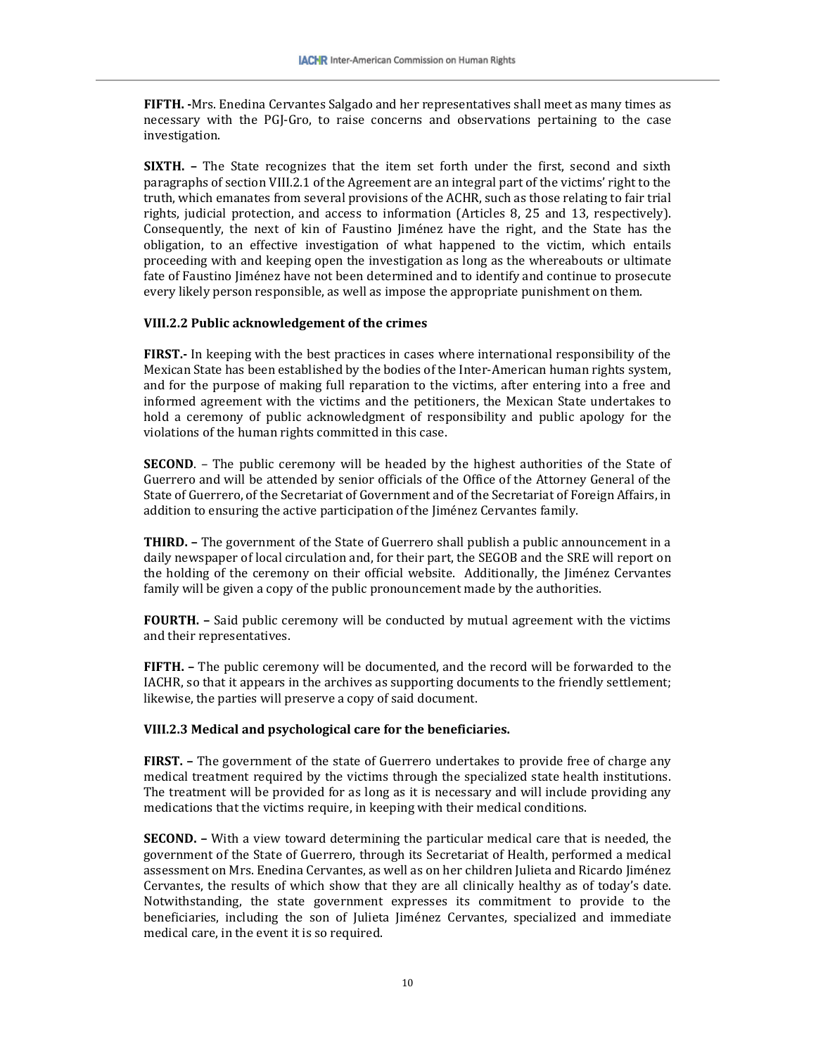**FIFTH. -**Mrs. Enedina Cervantes Salgado and her representatives shall meet as many times as necessary with the PGJ-Gro, to raise concerns and observations pertaining to the case investigation.

**SIXTH. –** The State recognizes that the item set forth under the first, second and sixth paragraphs of section VIII.2.1 of the Agreement are an integral part of the victims' right to the truth, which emanates from several provisions of the ACHR, such as those relating to fair trial rights, judicial protection, and access to information (Articles 8, 25 and 13, respectively). Consequently, the next of kin of Faustino Jiménez have the right, and the State has the obligation, to an effective investigation of what happened to the victim, which entails proceeding with and keeping open the investigation as long as the whereabouts or ultimate fate of Faustino Jiménez have not been determined and to identify and continue to prosecute every likely person responsible, as well as impose the appropriate punishment on them.

**VIII.2.2 Public acknowledgement of the crimes**

**FIRST.-** In keeping with the best practices in cases where international responsibility of the Mexican State has been established by the bodies of the Inter-American human rights system, and for the purpose of making full reparation to the victims, after entering into a free and informed agreement with the victims and the petitioners, the Mexican State undertakes to hold a ceremony of public acknowledgment of responsibility and public apology for the violations of the human rights committed in this case.

**SECOND**. – The public ceremony will be headed by the highest authorities of the State of Guerrero and will be attended by senior officials of the Office of the Attorney General of the State of Guerrero, of the Secretariat of Government and of the Secretariat of Foreign Affairs, in addition to ensuring the active participation of the Jiménez Cervantes family.

**THIRD. –** The government of the State of Guerrero shall publish a public announcement in a daily newspaper of local circulation and, for their part, the SEGOB and the SRE will report on the holding of the ceremony on their official website. Additionally, the Jiménez Cervantes family will be given a copy of the public pronouncement made by the authorities.

**FOURTH. –** Said public ceremony will be conducted by mutual agreement with the victims and their representatives.

**FIFTH. –** The public ceremony will be documented, and the record will be forwarded to the IACHR, so that it appears in the archives as supporting documents to the friendly settlement; likewise, the parties will preserve a copy of said document.

**VIII.2.3 Medical and psychological care for the beneficiaries.**

**FIRST. –** The government of the state of Guerrero undertakes to provide free of charge any medical treatment required by the victims through the specialized state health institutions. The treatment will be provided for as long as it is necessary and will include providing any medications that the victims require, in keeping with their medical conditions.

**SECOND. –** With a view toward determining the particular medical care that is needed, the government of the State of Guerrero, through its Secretariat of Health, performed a medical assessment on Mrs. Enedina Cervantes, as well as on her children Julieta and Ricardo Jiménez Cervantes, the results of which show that they are all clinically healthy as of today's date. Notwithstanding, the state government expresses its commitment to provide to the beneficiaries, including the son of Julieta Jiménez Cervantes, specialized and immediate medical care, in the event it is so required.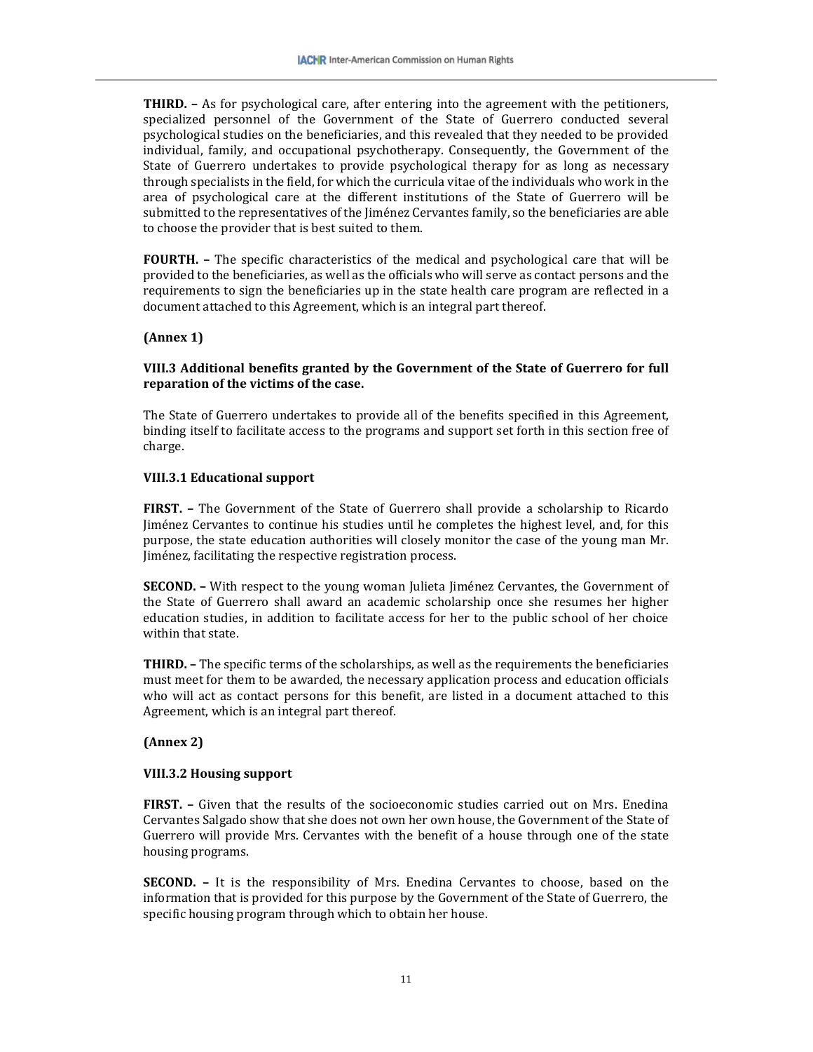**THIRD. –** As for psychological care, after entering into the agreement with the petitioners, specialized personnel of the Government of the State of Guerrero conducted several psychological studies on the beneficiaries, and this revealed that they needed to be provided individual, family, and occupational psychotherapy. Consequently, the Government of the State of Guerrero undertakes to provide psychological therapy for as long as necessary through specialists in the field, for which the curricula vitae of the individuals who work in the area of psychological care at the different institutions of the State of Guerrero will be submitted to the representatives of the Jiménez Cervantes family, so the beneficiaries are able to choose the provider that is best suited to them.

**FOURTH. –** The specific characteristics of the medical and psychological care that will be provided to the beneficiaries, as well as the officials who will serve as contact persons and the requirements to sign the beneficiaries up in the state health care program are reflected in a document attached to this Agreement, which is an integral part thereof.

**(Annex 1)**

**VIII.3 Additional benefits granted by the Government of the State of Guerrero for full reparation of the victims of the case.**

The State of Guerrero undertakes to provide all of the benefits specified in this Agreement, binding itself to facilitate access to the programs and support set forth in this section free of charge.

**VIII.3.1 Educational support**

**FIRST. –** The Government of the State of Guerrero shall provide a scholarship to Ricardo Jiménez Cervantes to continue his studies until he completes the highest level, and, for this purpose, the state education authorities will closely monitor the case of the young man Mr. Jiménez, facilitating the respective registration process.

**SECOND. –** With respect to the young woman Julieta Jiménez Cervantes, the Government of the State of Guerrero shall award an academic scholarship once she resumes her higher education studies, in addition to facilitate access for her to the public school of her choice within that state.

**THIRD. –** The specific terms of the scholarships, as well as the requirements the beneficiaries must meet for them to be awarded, the necessary application process and education officials who will act as contact persons for this benefit, are listed in a document attached to this Agreement, which is an integral part thereof.

**(Annex 2)**

**VIII.3.2 Housing support**

**FIRST. –** Given that the results of the socioeconomic studies carried out on Mrs. Enedina Cervantes Salgado show that she does not own her own house, the Government of the State of Guerrero will provide Mrs. Cervantes with the benefit of a house through one of the state housing programs.

**SECOND. –** It is the responsibility of Mrs. Enedina Cervantes to choose, based on the information that is provided for this purpose by the Government of the State of Guerrero, the specific housing program through which to obtain her house.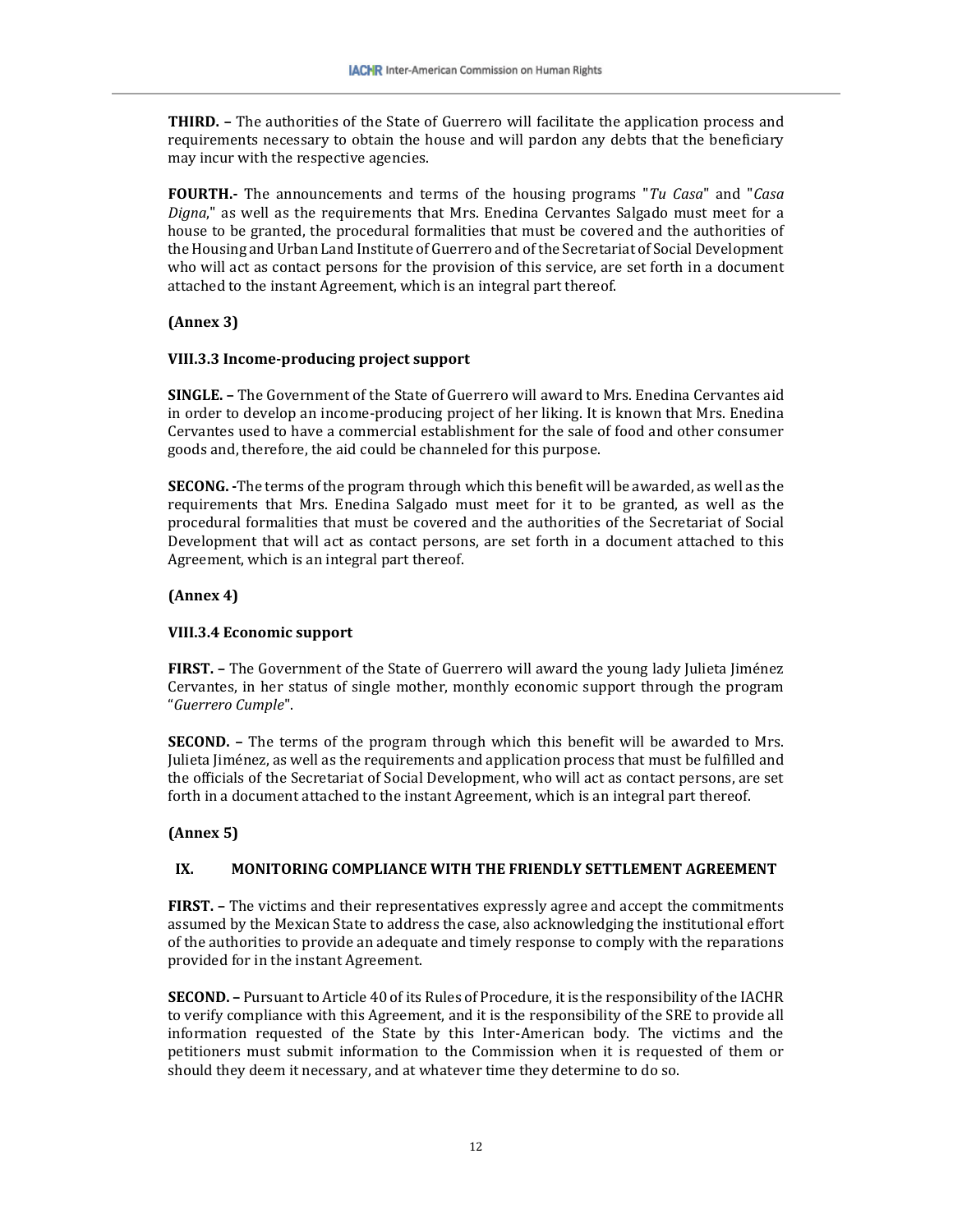**THIRD. –** The authorities of the State of Guerrero will facilitate the application process and requirements necessary to obtain the house and will pardon any debts that the beneficiary may incur with the respective agencies.

**FOURTH.-** The announcements and terms of the housing programs "*Tu Casa*" and "*Casa Digna*," as well as the requirements that Mrs. Enedina Cervantes Salgado must meet for a house to be granted, the procedural formalities that must be covered and the authorities of the Housing and Urban Land Institute of Guerrero and of the Secretariat of Social Development who will act as contact persons for the provision of this service, are set forth in a document attached to the instant Agreement, which is an integral part thereof.

**(Annex 3)**

#### VIII.3.3 Income-producing project support

**SINGLE. –** The Government of the State of Guerrero will award to Mrs. Enedina Cervantes aid in order to develop an income-producing project of her liking. It is known that Mrs. Enedina Cervantes used to have a commercial establishment for the sale of food and other consumer goods and, therefore, the aid could be channeled for this purpose.

**SECONG. -**The terms of the program through which this benefit will be awarded, as well as the requirements that Mrs. Enedina Salgado must meet for it to be granted, as well as the procedural formalities that must be covered and the authorities of the Secretariat of Social Development that will act as contact persons, are set forth in a document attached to this Agreement, which is an integral part thereof.

**(Annex 4)**

#### VIII.3.4 Economic support

**FIRST. –** The Government of the State of Guerrero will award the young lady Julieta Jiménez Cervantes, in her status of single mother, monthly economic support through the program "*Guerrero Cumple*".

**SECOND. –** The terms of the program through which this benefit will be awarded to Mrs. Julieta Jiménez, as well as the requirements and application process that must be fulfilled and the officials of the Secretariat of Social Development, who will act as contact persons, are set forth in a document attached to the instant Agreement, which is an integral part thereof.

**(Annex 5)**

## IX. MONITORING COMPLIANCE WITH THE FRIENDLY SETTLEMENT AGREEMENT

**FIRST. –** The victims and their representatives expressly agree and accept the commitments assumed by the Mexican State to address the case, also acknowledging the institutional effort of the authorities to provide an adequate and timely response to comply with the reparations provided for in the instant Agreement.

**SECOND. –** Pursuant to Article 40 of its Rules of Procedure, it is the responsibility of the IACHR to verify compliance with this Agreement, and it is the responsibility of the SRE to provide all information requested of the State by this Inter-American body. The victims and the petitioners must submit information to the Commission when it is requested of them or should they deem it necessary, and at whatever time they determine to do so.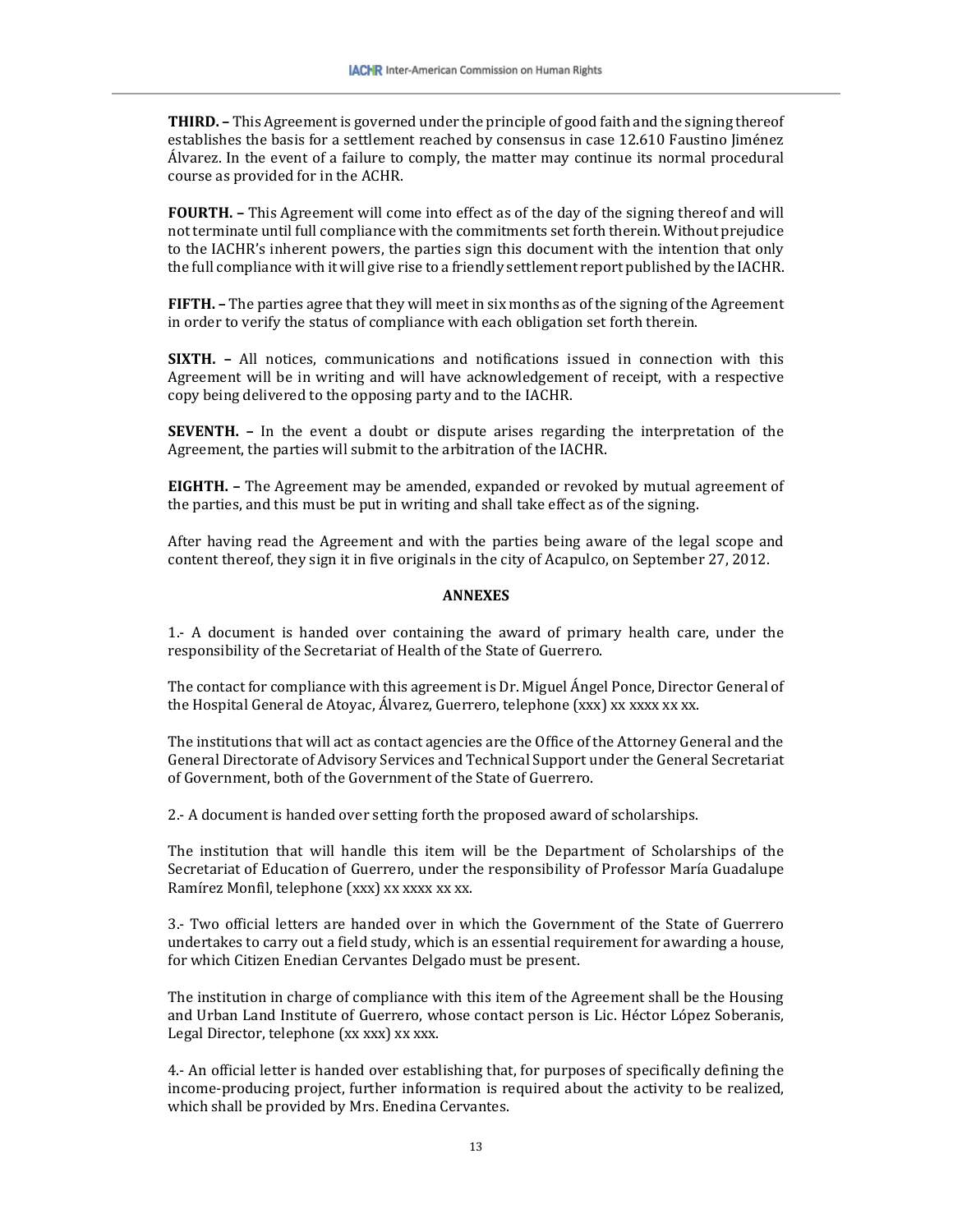**THIRD. –** This Agreement is governed under the principle of good faith and the signing thereof establishes the basis for a settlement reached by consensus in case 12.610 Faustino Jiménez Álvarez. In the event of a failure to comply, the matter may continue its normal procedural course as provided for in the ACHR.

**FOURTH. –** This Agreement will come into effect as of the day of the signing thereof and will not terminate until full compliance with the commitments set forth therein. Without prejudice to the IACHR's inherent powers, the parties sign this document with the intention that only the full compliance with it will give rise to a friendly settlement report published by the IACHR.

**FIFTH. –** The parties agree that they will meet in six months as of the signing of the Agreement in order to verify the status of compliance with each obligation set forth therein.

**SIXTH. –** All notices, communications and notifications issued in connection with this Agreement will be in writing and will have acknowledgement of receipt, with a respective copy being delivered to the opposing party and to the IACHR.

**SEVENTH. –** In the event a doubt or dispute arises regarding the interpretation of the Agreement, the parties will submit to the arbitration of the IACHR.

**EIGHTH. –** The Agreement may be amended, expanded or revoked by mutual agreement of the parties, and this must be put in writing and shall take effect as of the signing.

After having read the Agreement and with the parties being aware of the legal scope and content thereof, they sign it in five originals in the city of Acapulco, on September 27, 2012.

**ANNEXES**

1.- A document is handed over containing the award of primary health care, under the responsibility of the Secretariat of Health of the State of Guerrero.

The contact for compliance with this agreement is Dr. Miguel Ángel Ponce, Director General of the Hospital General de Atoyac, Álvarez, Guerrero, telephone (xxx) xx xxxx xx xx.

The institutions that will act as contact agencies are the Office of the Attorney General and the General Directorate of Advisory Services and Technical Support under the General Secretariat of Government, both of the Government of the State of Guerrero.

2.- A document is handed over setting forth the proposed award of scholarships.

The institution that will handle this item will be the Department of Scholarships of the Secretariat of Education of Guerrero, under the responsibility of Professor María Guadalupe Ramírez Monfil, telephone (xxx) xx xxxx xx xx.

3.- Two official letters are handed over in which the Government of the State of Guerrero undertakes to carry out a field study, which is an essential requirement for awarding a house, for which Citizen Enedian Cervantes Delgado must be present.

The institution in charge of compliance with this item of the Agreement shall be the Housing and Urban Land Institute of Guerrero, whose contact person is Lic. Héctor López Soberanis, Legal Director, telephone (xx xxx) xx xxx.

4.- An official letter is handed over establishing that, for purposes of specifically defining the income-producing project, further information is required about the activity to be realized, which shall be provided by Mrs. Enedina Cervantes.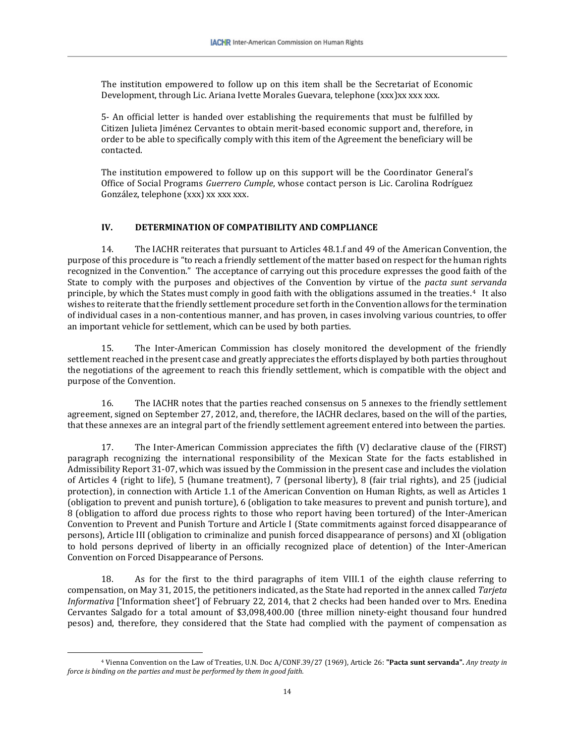The institution empowered to follow up on this item shall be the Secretariat of Economic Development, through Lic. Ariana Ivette Morales Guevara, telephone (xxx)xx xxx xxx.

5- An official letter is handed over establishing the requirements that must be fulfilled by Citizen Julieta Jiménez Cervantes to obtain merit-based economic support and, therefore, in order to be able to specifically comply with this item of the Agreement the beneficiary will be contacted.

The institution empowered to follow up on this support will be the Coordinator General's Office of Social Programs *Guerrero Cumple*, whose contact person is Lic. Carolina Rodríguez González, telephone (xxx) xx xxx xxx.

## IV. DETERMINATION OF COMPATIBILITY AND COMPLIANCE

14. The IACHR reiterates that pursuant to Articles 48.1.f and 49 of the American Convention, the purpose of this procedure is "to reach a friendly settlement of the matter based on respect for the human rights recognized in the Convention." The acceptance of carrying out this procedure expresses the good faith of the State to comply with the purposes and objectives of the Convention by virtue of the *pacta sunt servanda* principle, by which the States must comply in good faith with the obligations assumed in the treaties.[4] It also wishes to reiterate that the friendly settlement procedure set forth in the Convention allows for the termination of individual cases in a non-contentious manner, and has proven, in cases involving various countries, to offer an important vehicle for settlement, which can be used by both parties.

15. The Inter-American Commission has closely monitored the development of the friendly settlement reached in the present case and greatly appreciates the efforts displayed by both parties throughout the negotiations of the agreement to reach this friendly settlement, which is compatible with the object and purpose of the Convention.

16. The IACHR notes that the parties reached consensus on 5 annexes to the friendly settlement agreement, signed on September 27, 2012, and, therefore, the IACHR declares, based on the will of the parties, that these annexes are an integral part of the friendly settlement agreement entered into between the parties.

17. The Inter-American Commission appreciates the fifth (V) declarative clause of the (FIRST) paragraph recognizing the international responsibility of the Mexican State for the facts established in Admissibility Report 31-07, which was issued by the Commission in the present case and includes the violation of Articles 4 (right to life), 5 (humane treatment), 7 (personal liberty), 8 (fair trial rights), and 25 (judicial protection), in connection with Article 1.1 of the American Convention on Human Rights, as well as Articles 1 (obligation to prevent and punish torture), 6 (obligation to take measures to prevent and punish torture), and 8 (obligation to afford due process rights to those who report having been tortured) of the Inter-American Convention to Prevent and Punish Torture and Article I (State commitments against forced disappearance of persons), Article III (obligation to criminalize and punish forced disappearance of persons) and XI (obligation to hold persons deprived of liberty in an officially recognized place of detention) of the Inter-American Convention on Forced Disappearance of Persons.

18. As for the first to the third paragraphs of item VIII.1 of the eighth clause referring to compensation, on May 31, 2015, the petitioners indicated, as the State had reported in the annex called *Tarjeta Informativa* ['Information sheet'] of February 22, 2014, that 2 checks had been handed over to Mrs. Enedina Cervantes Salgado for a total amount of $3,098,400.00 (three million ninety-eight thousand four hundred pesos) and, therefore, they considered that the State had complied with the payment of compensation as

---

[4] Vienna Convention on the Law of Treaties, U.N. Doc A/CONF.39/27 (1969), Article 26: **"Pacta sunt servanda".** *Any treaty in force is binding on the parties and must be performed by them in good faith.*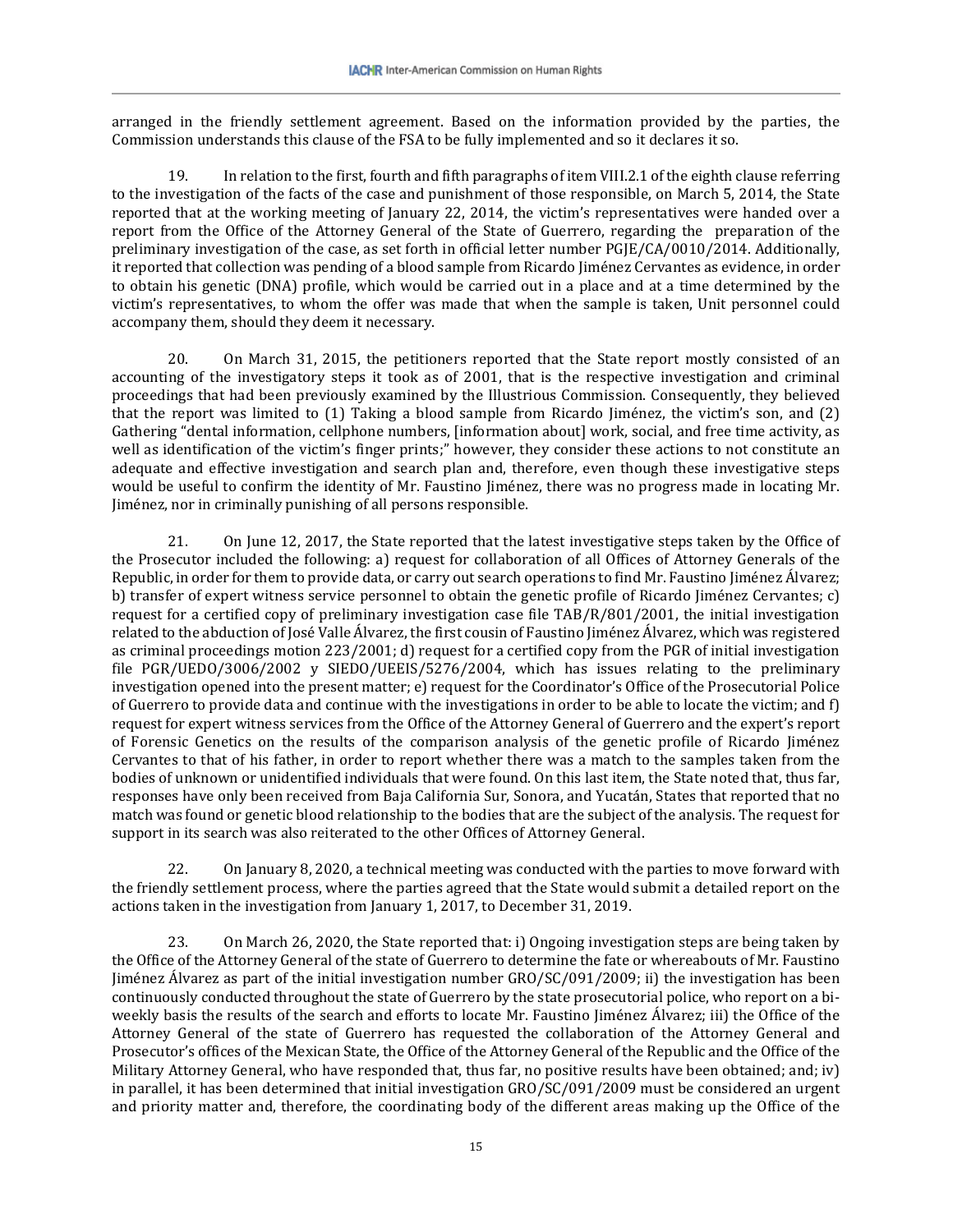arranged in the friendly settlement agreement. Based on the information provided by the parties, the Commission understands this clause of the FSA to be fully implemented and so it declares it so.

19. In relation to the first, fourth and fifth paragraphs of item VIII.2.1 of the eighth clause referring to the investigation of the facts of the case and punishment of those responsible, on March 5, 2014, the State reported that at the working meeting of January 22, 2014, the victim's representatives were handed over a report from the Office of the Attorney General of the State of Guerrero, regarding the preparation of the preliminary investigation of the case, as set forth in official letter number PGJE/CA/0010/2014. Additionally, it reported that collection was pending of a blood sample from Ricardo Jiménez Cervantes as evidence, in order to obtain his genetic (DNA) profile, which would be carried out in a place and at a time determined by the victim's representatives, to whom the offer was made that when the sample is taken, Unit personnel could accompany them, should they deem it necessary.

20. On March 31, 2015, the petitioners reported that the State report mostly consisted of an accounting of the investigatory steps it took as of 2001, that is the respective investigation and criminal proceedings that had been previously examined by the Illustrious Commission. Consequently, they believed that the report was limited to (1) Taking a blood sample from Ricardo Jiménez, the victim's son, and (2) Gathering "dental information, cellphone numbers, [information about] work, social, and free time activity, as well as identification of the victim's finger prints;" however, they consider these actions to not constitute an adequate and effective investigation and search plan and, therefore, even though these investigative steps would be useful to confirm the identity of Mr. Faustino Jiménez, there was no progress made in locating Mr. Jiménez, nor in criminally punishing of all persons responsible.

21. On June 12, 2017, the State reported that the latest investigative steps taken by the Office of the Prosecutor included the following: a) request for collaboration of all Offices of Attorney Generals of the Republic, in order for them to provide data, or carry out search operations to find Mr. Faustino Jiménez Álvarez; b) transfer of expert witness service personnel to obtain the genetic profile of Ricardo Jiménez Cervantes; c) request for a certified copy of preliminary investigation case file TAB/R/801/2001, the initial investigation related to the abduction of José Valle Álvarez, the first cousin of Faustino Jiménez Álvarez, which was registered as criminal proceedings motion 223/2001; d) request for a certified copy from the PGR of initial investigation file PGR/UEDO/3006/2002 y SIEDO/UEEIS/5276/2004, which has issues relating to the preliminary investigation opened into the present matter; e) request for the Coordinator's Office of the Prosecutorial Police of Guerrero to provide data and continue with the investigations in order to be able to locate the victim; and f) request for expert witness services from the Office of the Attorney General of Guerrero and the expert's report of Forensic Genetics on the results of the comparison analysis of the genetic profile of Ricardo Jiménez Cervantes to that of his father, in order to report whether there was a match to the samples taken from the bodies of unknown or unidentified individuals that were found. On this last item, the State noted that, thus far, responses have only been received from Baja California Sur, Sonora, and Yucatán, States that reported that no match was found or genetic blood relationship to the bodies that are the subject of the analysis. The request for support in its search was also reiterated to the other Offices of Attorney General.

22. On January 8, 2020, a technical meeting was conducted with the parties to move forward with the friendly settlement process, where the parties agreed that the State would submit a detailed report on the actions taken in the investigation from January 1, 2017, to December 31, 2019.

23. On March 26, 2020, the State reported that: i) Ongoing investigation steps are being taken by the Office of the Attorney General of the state of Guerrero to determine the fate or whereabouts of Mr. Faustino Jiménez Álvarez as part of the initial investigation number GRO/SC/091/2009; ii) the investigation has been continuously conducted throughout the state of Guerrero by the state prosecutorial police, who report on a bi-weekly basis the results of the search and efforts to locate Mr. Faustino Jiménez Álvarez; iii) the Office of the Attorney General of the state of Guerrero has requested the collaboration of the Attorney General and Prosecutor's offices of the Mexican State, the Office of the Attorney General of the Republic and the Office of the Military Attorney General, who have responded that, thus far, no positive results have been obtained; and; iv) in parallel, it has been determined that initial investigation GRO/SC/091/2009 must be considered an urgent and priority matter and, therefore, the coordinating body of the different areas making up the Office of the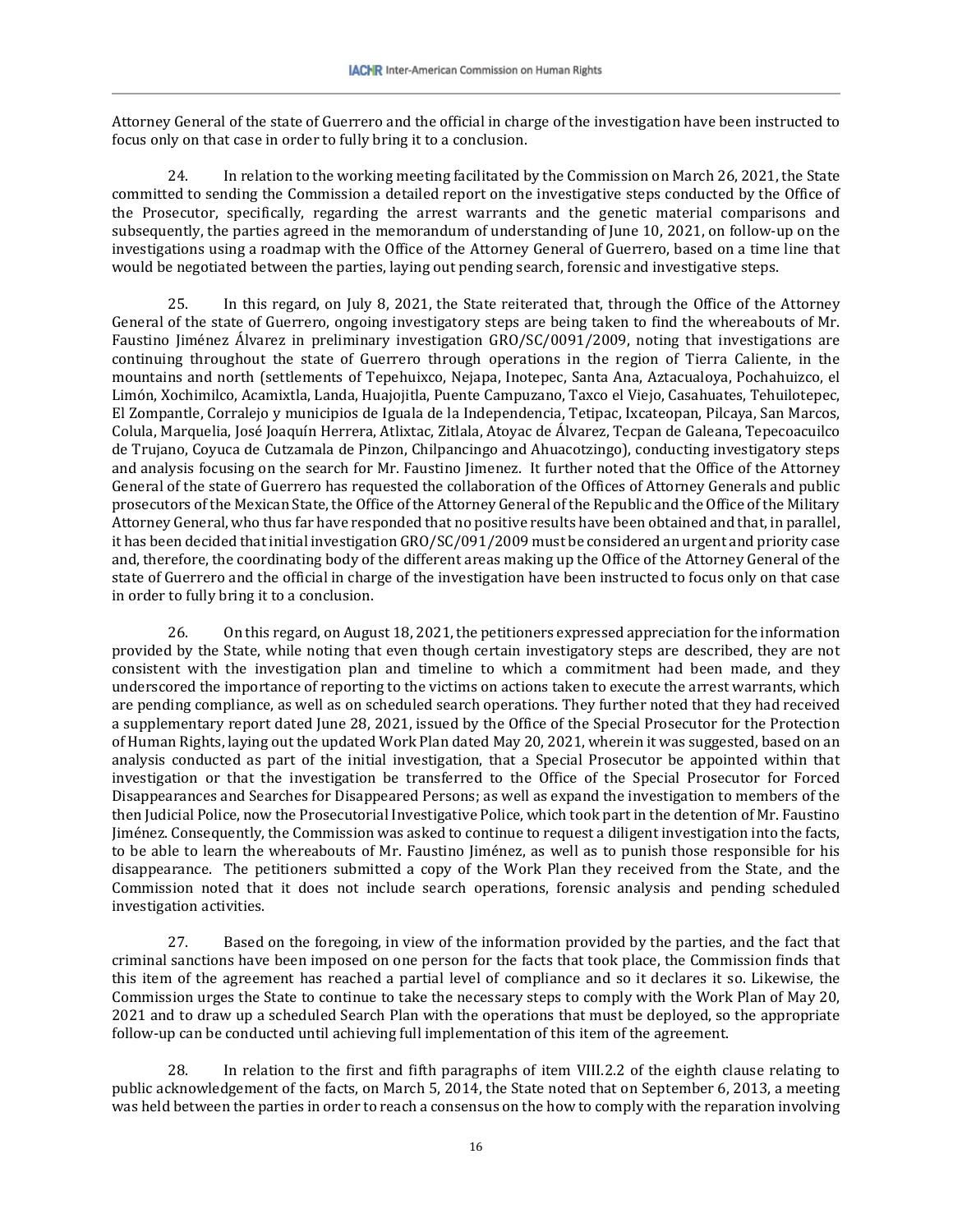Attorney General of the state of Guerrero and the official in charge of the investigation have been instructed to focus only on that case in order to fully bring it to a conclusion.

24. In relation to the working meeting facilitated by the Commission on March 26, 2021, the State committed to sending the Commission a detailed report on the investigative steps conducted by the Office of the Prosecutor, specifically, regarding the arrest warrants and the genetic material comparisons and subsequently, the parties agreed in the memorandum of understanding of June 10, 2021, on follow-up on the investigations using a roadmap with the Office of the Attorney General of Guerrero, based on a time line that would be negotiated between the parties, laying out pending search, forensic and investigative steps.

25. In this regard, on July 8, 2021, the State reiterated that, through the Office of the Attorney General of the state of Guerrero, ongoing investigatory steps are being taken to find the whereabouts of Mr. Faustino Jiménez Álvarez in preliminary investigation GRO/SC/0091/2009, noting that investigations are continuing throughout the state of Guerrero through operations in the region of Tierra Caliente, in the mountains and north (settlements of Tepehuixco, Nejapa, Inotepec, Santa Ana, Aztacualoya, Pochahuizco, el Limón, Xochimilco, Acamixtla, Landa, Huajojitla, Puente Campuzano, Taxco el Viejo, Casahuates, Tehuilotepec, El Zompantle, Corralejo y municipios de Iguala de la Independencia, Tetipac, Ixcateopan, Pilcaya, San Marcos, Colula, Marquelia, José Joaquín Herrera, Atlixtac, Zitlala, Atoyac de Álvarez, Tecpan de Galeana, Tepecoacuilco de Trujano, Coyuca de Cutzamala de Pinzon, Chilpancingo and Ahuacotzingo), conducting investigatory steps and analysis focusing on the search for Mr. Faustino Jimenez. It further noted that the Office of the Attorney General of the state of Guerrero has requested the collaboration of the Offices of Attorney Generals and public prosecutors of the Mexican State, the Office of the Attorney General of the Republic and the Office of the Military Attorney General, who thus far have responded that no positive results have been obtained and that, in parallel, it has been decided that initial investigation GRO/SC/091/2009 must be considered an urgent and priority case and, therefore, the coordinating body of the different areas making up the Office of the Attorney General of the state of Guerrero and the official in charge of the investigation have been instructed to focus only on that case in order to fully bring it to a conclusion.

26. On this regard, on August 18, 2021, the petitioners expressed appreciation for the information provided by the State, while noting that even though certain investigatory steps are described, they are not consistent with the investigation plan and timeline to which a commitment had been made, and they underscored the importance of reporting to the victims on actions taken to execute the arrest warrants, which are pending compliance, as well as on scheduled search operations. They further noted that they had received a supplementary report dated June 28, 2021, issued by the Office of the Special Prosecutor for the Protection of Human Rights, laying out the updated Work Plan dated May 20, 2021, wherein it was suggested, based on an analysis conducted as part of the initial investigation, that a Special Prosecutor be appointed within that investigation or that the investigation be transferred to the Office of the Special Prosecutor for Forced Disappearances and Searches for Disappeared Persons; as well as expand the investigation to members of the then Judicial Police, now the Prosecutorial Investigative Police, which took part in the detention of Mr. Faustino Jiménez. Consequently, the Commission was asked to continue to request a diligent investigation into the facts, to be able to learn the whereabouts of Mr. Faustino Jiménez, as well as to punish those responsible for his disappearance. The petitioners submitted a copy of the Work Plan they received from the State, and the Commission noted that it does not include search operations, forensic analysis and pending scheduled investigation activities.

27. Based on the foregoing, in view of the information provided by the parties, and the fact that criminal sanctions have been imposed on one person for the facts that took place, the Commission finds that this item of the agreement has reached a partial level of compliance and so it declares it so. Likewise, the Commission urges the State to continue to take the necessary steps to comply with the Work Plan of May 20, 2021 and to draw up a scheduled Search Plan with the operations that must be deployed, so the appropriate follow-up can be conducted until achieving full implementation of this item of the agreement.

28. In relation to the first and fifth paragraphs of item VIII.2.2 of the eighth clause relating to public acknowledgement of the facts, on March 5, 2014, the State noted that on September 6, 2013, a meeting was held between the parties in order to reach a consensus on the how to comply with the reparation involving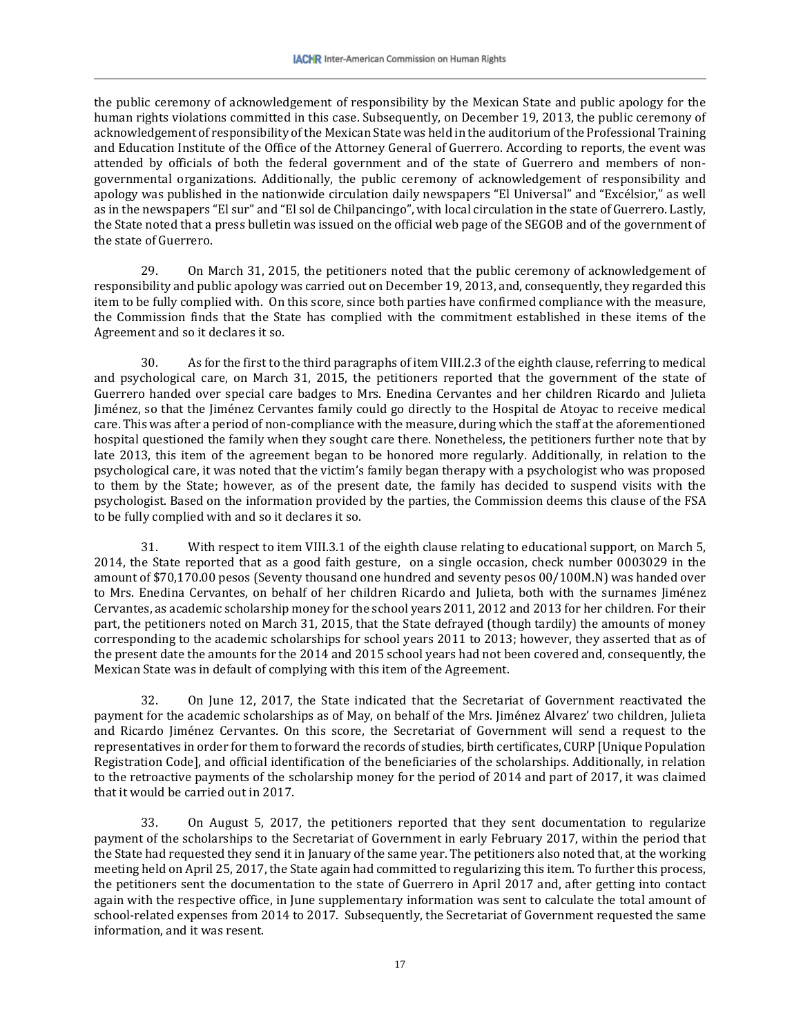the public ceremony of acknowledgement of responsibility by the Mexican State and public apology for the human rights violations committed in this case. Subsequently, on December 19, 2013, the public ceremony of acknowledgement of responsibility of the Mexican State was held in the auditorium of the Professional Training and Education Institute of the Office of the Attorney General of Guerrero. According to reports, the event was attended by officials of both the federal government and of the state of Guerrero and members of non-governmental organizations. Additionally, the public ceremony of acknowledgement of responsibility and apology was published in the nationwide circulation daily newspapers "El Universal" and "Excélsior," as well as in the newspapers "El sur" and "El sol de Chilpancingo", with local circulation in the state of Guerrero. Lastly, the State noted that a press bulletin was issued on the official web page of the SEGOB and of the government of the state of Guerrero.

29. On March 31, 2015, the petitioners noted that the public ceremony of acknowledgement of responsibility and public apology was carried out on December 19, 2013, and, consequently, they regarded this item to be fully complied with. On this score, since both parties have confirmed compliance with the measure, the Commission finds that the State has complied with the commitment established in these items of the Agreement and so it declares it so.

30. As for the first to the third paragraphs of item VIII.2.3 of the eighth clause, referring to medical and psychological care, on March 31, 2015, the petitioners reported that the government of the state of Guerrero handed over special care badges to Mrs. Enedina Cervantes and her children Ricardo and Julieta Jiménez, so that the Jiménez Cervantes family could go directly to the Hospital de Atoyac to receive medical care. This was after a period of non-compliance with the measure, during which the staff at the aforementioned hospital questioned the family when they sought care there. Nonetheless, the petitioners further note that by late 2013, this item of the agreement began to be honored more regularly. Additionally, in relation to the psychological care, it was noted that the victim's family began therapy with a psychologist who was proposed to them by the State; however, as of the present date, the family has decided to suspend visits with the psychologist. Based on the information provided by the parties, the Commission deems this clause of the FSA to be fully complied with and so it declares it so.

31. With respect to item VIII.3.1 of the eighth clause relating to educational support, on March 5, 2014, the State reported that as a good faith gesture, on a single occasion, check number 0003029 in the amount of $70,170.00 pesos (Seventy thousand one hundred and seventy pesos 00/100M.N) was handed over to Mrs. Enedina Cervantes, on behalf of her children Ricardo and Julieta, both with the surnames Jiménez Cervantes, as academic scholarship money for the school years 2011, 2012 and 2013 for her children. For their part, the petitioners noted on March 31, 2015, that the State defrayed (though tardily) the amounts of money corresponding to the academic scholarships for school years 2011 to 2013; however, they asserted that as of the present date the amounts for the 2014 and 2015 school years had not been covered and, consequently, the Mexican State was in default of complying with this item of the Agreement.

32. On June 12, 2017, the State indicated that the Secretariat of Government reactivated the payment for the academic scholarships as of May, on behalf of the Mrs. Jiménez Alvarez' two children, Julieta and Ricardo Jiménez Cervantes. On this score, the Secretariat of Government will send a request to the representatives in order for them to forward the records of studies, birth certificates, CURP [Unique Population Registration Code], and official identification of the beneficiaries of the scholarships. Additionally, in relation to the retroactive payments of the scholarship money for the period of 2014 and part of 2017, it was claimed that it would be carried out in 2017.

33. On August 5, 2017, the petitioners reported that they sent documentation to regularize payment of the scholarships to the Secretariat of Government in early February 2017, within the period that the State had requested they send it in January of the same year. The petitioners also noted that, at the working meeting held on April 25, 2017, the State again had committed to regularizing this item. To further this process, the petitioners sent the documentation to the state of Guerrero in April 2017 and, after getting into contact again with the respective office, in June supplementary information was sent to calculate the total amount of school-related expenses from 2014 to 2017. Subsequently, the Secretariat of Government requested the same information, and it was resent.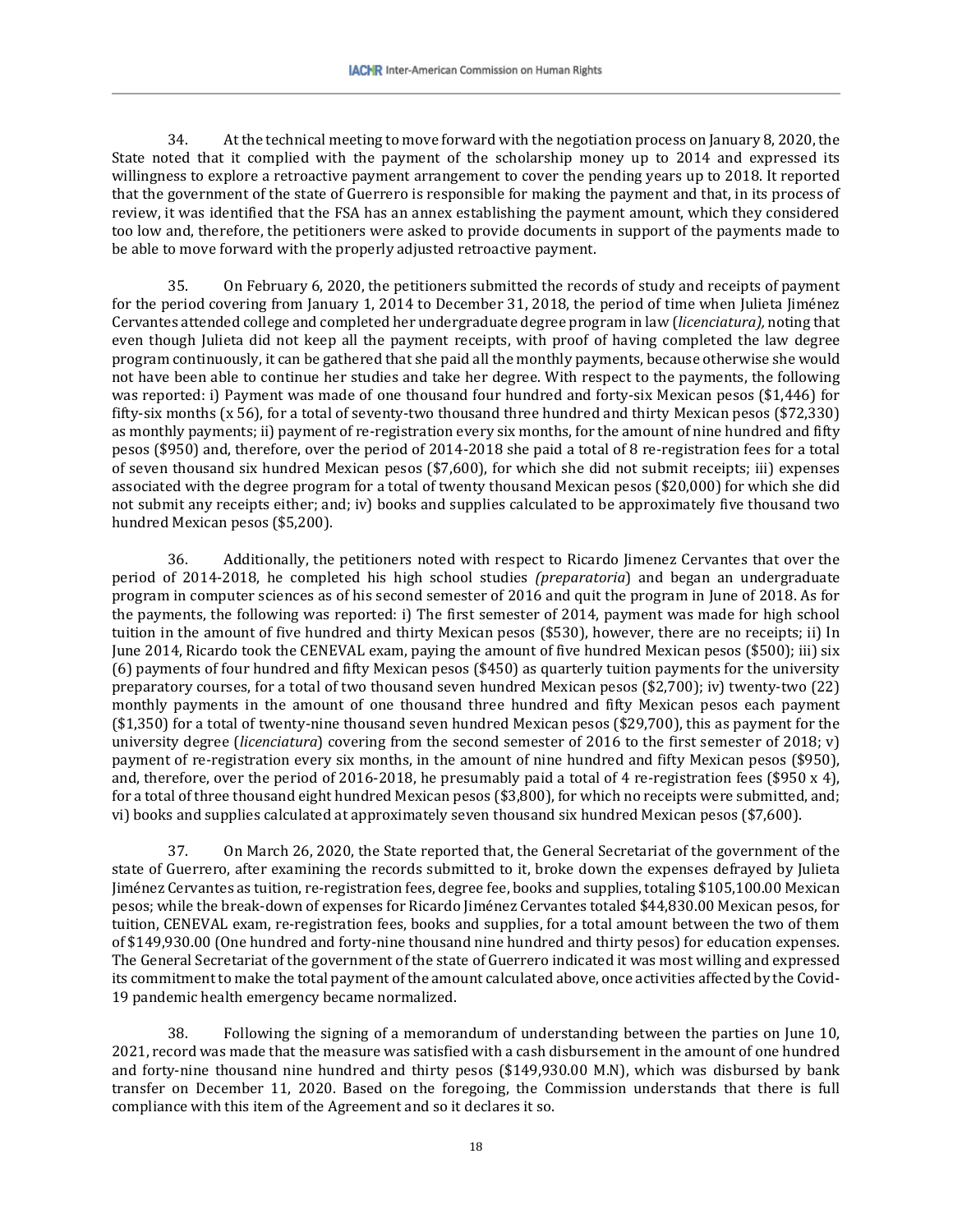34. At the technical meeting to move forward with the negotiation process on January 8, 2020, the State noted that it complied with the payment of the scholarship money up to 2014 and expressed its willingness to explore a retroactive payment arrangement to cover the pending years up to 2018. It reported that the government of the state of Guerrero is responsible for making the payment and that, in its process of review, it was identified that the FSA has an annex establishing the payment amount, which they considered too low and, therefore, the petitioners were asked to provide documents in support of the payments made to be able to move forward with the properly adjusted retroactive payment.

35. On February 6, 2020, the petitioners submitted the records of study and receipts of payment for the period covering from January 1, 2014 to December 31, 2018, the period of time when Julieta Jiménez Cervantes attended college and completed her undergraduate degree program in law (*licenciatura),* noting that even though Julieta did not keep all the payment receipts, with proof of having completed the law degree program continuously, it can be gathered that she paid all the monthly payments, because otherwise she would not have been able to continue her studies and take her degree. With respect to the payments, the following was reported: i) Payment was made of one thousand four hundred and forty-six Mexican pesos ($1,446) for fifty-six months (x 56), for a total of seventy-two thousand three hundred and thirty Mexican pesos ($72,330) as monthly payments; ii) payment of re-registration every six months, for the amount of nine hundred and fifty pesos ($950) and, therefore, over the period of 2014-2018 she paid a total of 8 re-registration fees for a total of seven thousand six hundred Mexican pesos ($7,600), for which she did not submit receipts; iii) expenses associated with the degree program for a total of twenty thousand Mexican pesos ($20,000) for which she did not submit any receipts either; and; iv) books and supplies calculated to be approximately five thousand two hundred Mexican pesos ($5,200).

36. Additionally, the petitioners noted with respect to Ricardo Jimenez Cervantes that over the period of 2014-2018, he completed his high school studies *(preparatoria*) and began an undergraduate program in computer sciences as of his second semester of 2016 and quit the program in June of 2018. As for the payments, the following was reported: i) The first semester of 2014, payment was made for high school tuition in the amount of five hundred and thirty Mexican pesos ($530), however, there are no receipts; ii) In June 2014, Ricardo took the CENEVAL exam, paying the amount of five hundred Mexican pesos ($500); iii) six (6) payments of four hundred and fifty Mexican pesos ($450) as quarterly tuition payments for the university preparatory courses, for a total of two thousand seven hundred Mexican pesos ($2,700); iv) twenty-two (22) monthly payments in the amount of one thousand three hundred and fifty Mexican pesos each payment ($1,350) for a total of twenty-nine thousand seven hundred Mexican pesos ($29,700), this as payment for the university degree (*licenciatura*) covering from the second semester of 2016 to the first semester of 2018; v) payment of re-registration every six months, in the amount of nine hundred and fifty Mexican pesos ($950), and, therefore, over the period of 2016-2018, he presumably paid a total of 4 re-registration fees ($950 x 4), for a total of three thousand eight hundred Mexican pesos ($3,800), for which no receipts were submitted, and; vi) books and supplies calculated at approximately seven thousand six hundred Mexican pesos ($7,600).

37. On March 26, 2020, the State reported that, the General Secretariat of the government of the state of Guerrero, after examining the records submitted to it, broke down the expenses defrayed by Julieta Jiménez Cervantes as tuition, re-registration fees, degree fee, books and supplies, totaling $105,100.00 Mexican pesos; while the break-down of expenses for Ricardo Jiménez Cervantes totaled $44,830.00 Mexican pesos, for tuition, CENEVAL exam, re-registration fees, books and supplies, for a total amount between the two of them of $149,930.00 (One hundred and forty-nine thousand nine hundred and thirty pesos) for education expenses. The General Secretariat of the government of the state of Guerrero indicated it was most willing and expressed its commitment to make the total payment of the amount calculated above, once activities affected by the Covid-19 pandemic health emergency became normalized.

38. Following the signing of a memorandum of understanding between the parties on June 10, 2021, record was made that the measure was satisfied with a cash disbursement in the amount of one hundred and forty-nine thousand nine hundred and thirty pesos ($149,930.00 M.N), which was disbursed by bank transfer on December 11, 2020. Based on the foregoing, the Commission understands that there is full compliance with this item of the Agreement and so it declares it so.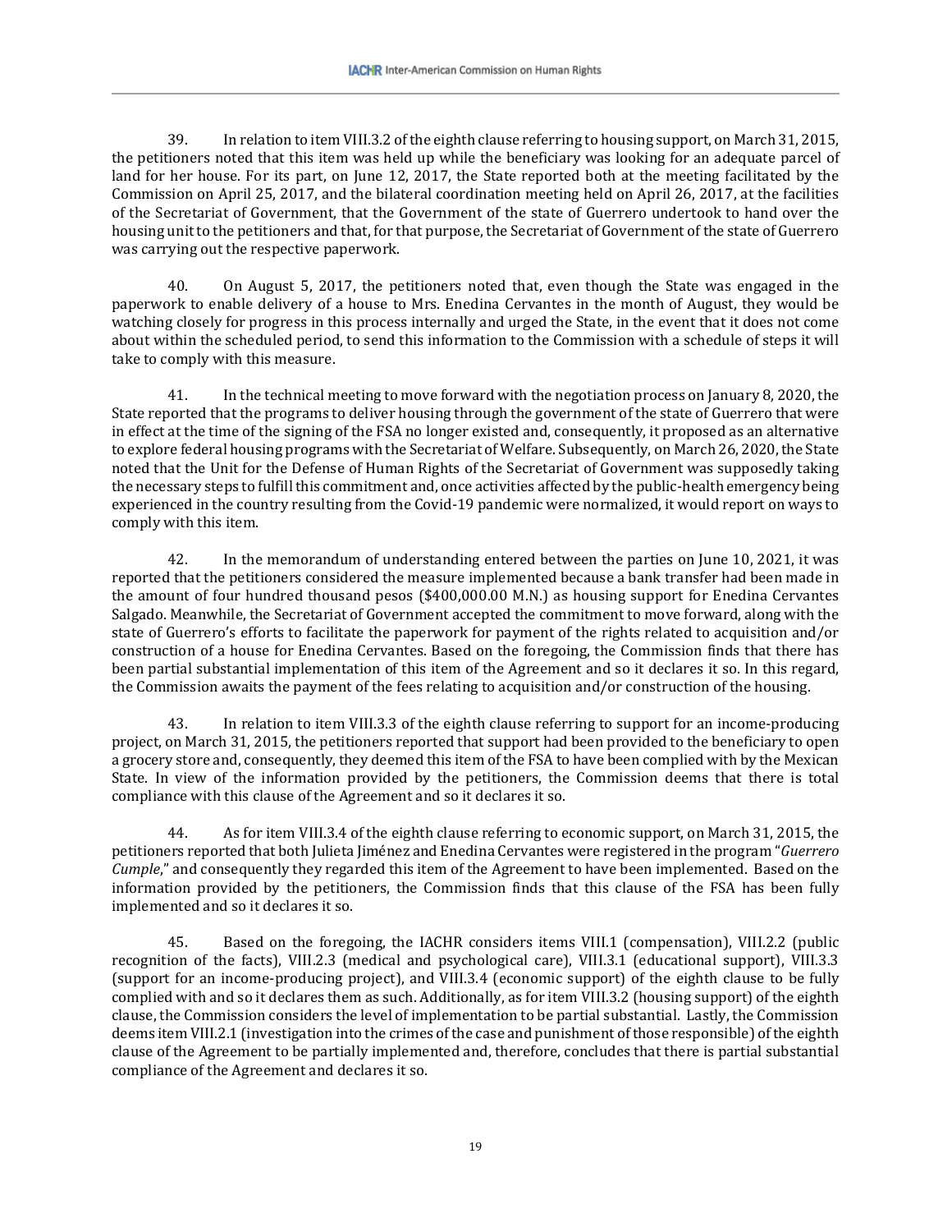39. In relation to item VIII.3.2 of the eighth clause referring to housing support, on March 31, 2015, the petitioners noted that this item was held up while the beneficiary was looking for an adequate parcel of land for her house. For its part, on June 12, 2017, the State reported both at the meeting facilitated by the Commission on April 25, 2017, and the bilateral coordination meeting held on April 26, 2017, at the facilities of the Secretariat of Government, that the Government of the state of Guerrero undertook to hand over the housing unit to the petitioners and that, for that purpose, the Secretariat of Government of the state of Guerrero was carrying out the respective paperwork.

40. On August 5, 2017, the petitioners noted that, even though the State was engaged in the paperwork to enable delivery of a house to Mrs. Enedina Cervantes in the month of August, they would be watching closely for progress in this process internally and urged the State, in the event that it does not come about within the scheduled period, to send this information to the Commission with a schedule of steps it will take to comply with this measure.

41. In the technical meeting to move forward with the negotiation process on January 8, 2020, the State reported that the programs to deliver housing through the government of the state of Guerrero that were in effect at the time of the signing of the FSA no longer existed and, consequently, it proposed as an alternative to explore federal housing programs with the Secretariat of Welfare. Subsequently, on March 26, 2020, the State noted that the Unit for the Defense of Human Rights of the Secretariat of Government was supposedly taking the necessary steps to fulfill this commitment and, once activities affected by the public-health emergency being experienced in the country resulting from the Covid-19 pandemic were normalized, it would report on ways to comply with this item.

42. In the memorandum of understanding entered between the parties on June 10, 2021, it was reported that the petitioners considered the measure implemented because a bank transfer had been made in the amount of four hundred thousand pesos ($400,000.00 M.N.) as housing support for Enedina Cervantes Salgado. Meanwhile, the Secretariat of Government accepted the commitment to move forward, along with the state of Guerrero's efforts to facilitate the paperwork for payment of the rights related to acquisition and/or construction of a house for Enedina Cervantes. Based on the foregoing, the Commission finds that there has been partial substantial implementation of this item of the Agreement and so it declares it so. In this regard, the Commission awaits the payment of the fees relating to acquisition and/or construction of the housing.

43. In relation to item VIII.3.3 of the eighth clause referring to support for an income-producing project, on March 31, 2015, the petitioners reported that support had been provided to the beneficiary to open a grocery store and, consequently, they deemed this item of the FSA to have been complied with by the Mexican State. In view of the information provided by the petitioners, the Commission deems that there is total compliance with this clause of the Agreement and so it declares it so.

44. As for item VIII.3.4 of the eighth clause referring to economic support, on March 31, 2015, the petitioners reported that both Julieta Jiménez and Enedina Cervantes were registered in the program "*Guerrero Cumple*," and consequently they regarded this item of the Agreement to have been implemented. Based on the information provided by the petitioners, the Commission finds that this clause of the FSA has been fully implemented and so it declares it so.

45. Based on the foregoing, the IACHR considers items VIII.1 (compensation), VIII.2.2 (public recognition of the facts), VIII.2.3 (medical and psychological care), VIII.3.1 (educational support), VIII.3.3 (support for an income-producing project), and VIII.3.4 (economic support) of the eighth clause to be fully complied with and so it declares them as such. Additionally, as for item VIII.3.2 (housing support) of the eighth clause, the Commission considers the level of implementation to be partial substantial. Lastly, the Commission deems item VIII.2.1 (investigation into the crimes of the case and punishment of those responsible) of the eighth clause of the Agreement to be partially implemented and, therefore, concludes that there is partial substantial compliance of the Agreement and declares it so.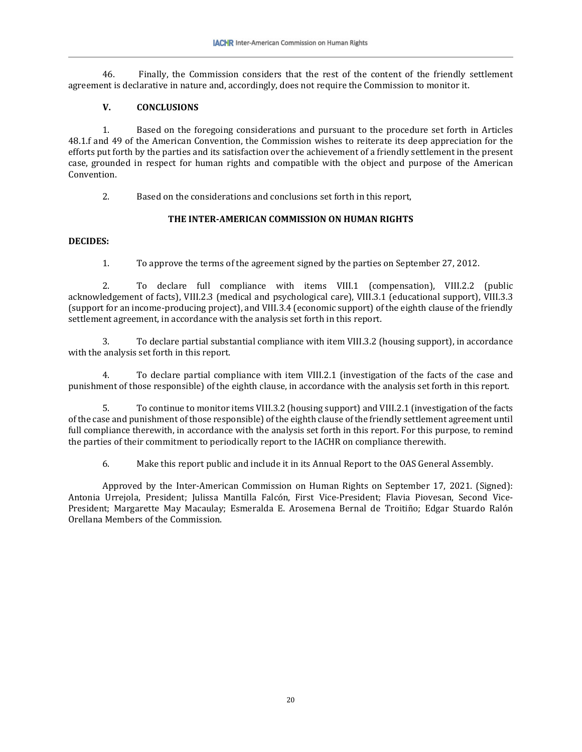46. Finally, the Commission considers that the rest of the content of the friendly settlement agreement is declarative in nature and, accordingly, does not require the Commission to monitor it.

## V. CONCLUSIONS

1. Based on the foregoing considerations and pursuant to the procedure set forth in Articles 48.1.f and 49 of the American Convention, the Commission wishes to reiterate its deep appreciation for the efforts put forth by the parties and its satisfaction over the achievement of a friendly settlement in the present case, grounded in respect for human rights and compatible with the object and purpose of the American Convention.

2. Based on the considerations and conclusions set forth in this report,

**THE INTER-AMERICAN COMMISSION ON HUMAN RIGHTS**

**DECIDES:**

1. To approve the terms of the agreement signed by the parties on September 27, 2012.

2. To declare full compliance with items VIII.1 (compensation), VIII.2.2 (public acknowledgement of facts), VIII.2.3 (medical and psychological care), VIII.3.1 (educational support), VIII.3.3 (support for an income-producing project), and VIII.3.4 (economic support) of the eighth clause of the friendly settlement agreement, in accordance with the analysis set forth in this report.

3. To declare partial substantial compliance with item VIII.3.2 (housing support), in accordance with the analysis set forth in this report.

4. To declare partial compliance with item VIII.2.1 (investigation of the facts of the case and punishment of those responsible) of the eighth clause, in accordance with the analysis set forth in this report.

5. To continue to monitor items VIII.3.2 (housing support) and VIII.2.1 (investigation of the facts of the case and punishment of those responsible) of the eighth clause of the friendly settlement agreement until full compliance therewith, in accordance with the analysis set forth in this report. For this purpose, to remind the parties of their commitment to periodically report to the IACHR on compliance therewith.

6. Make this report public and include it in its Annual Report to the OAS General Assembly.

Approved by the Inter-American Commission on Human Rights on September 17, 2021. (Signed): Antonia Urrejola, President; Julissa Mantilla Falcón, First Vice-President; Flavia Piovesan, Second Vice-President; Margarette May Macaulay; Esmeralda E. Arosemena Bernal de Troitiño; Edgar Stuardo Ralón Orellana Members of the Commission.